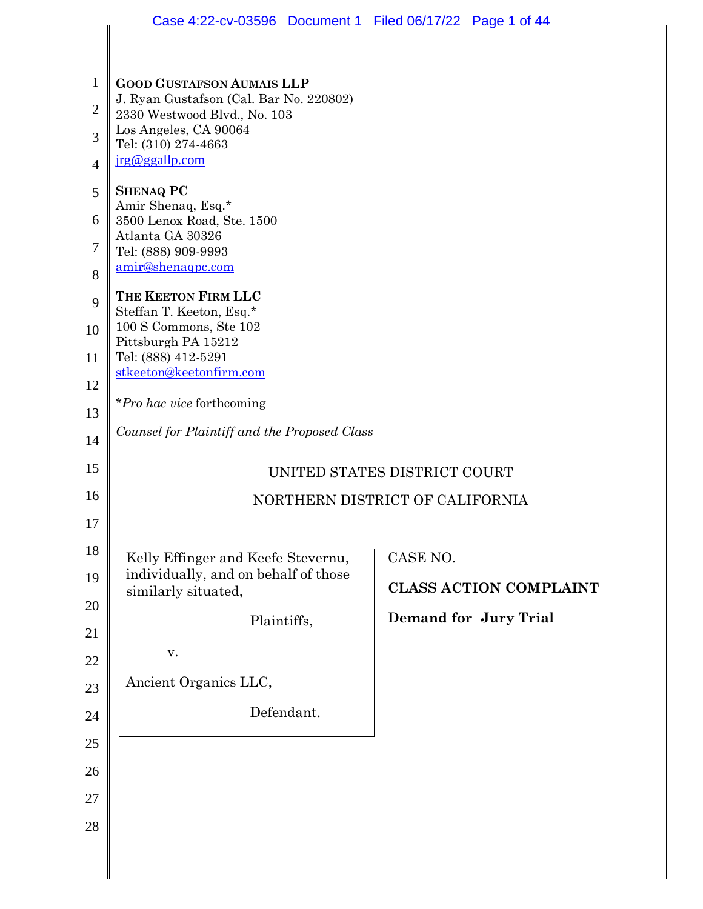**GOOD GUSTAFSON AUMAIS LLP**
J. Ryan Gustafson (Cal. Bar No. 220802)
2330 Westwood Blvd., No. 103
Los Angeles, CA 90064
Tel: (310) 274-4663
jrg@ggallp.com

**SHENAQ PC**
Amir Shenaq, Esq.*
3500 Lenox Road, Ste. 1500
Atlanta GA 30326
Tel: (888) 909-9993
amir@shenaqpc.com

**THE KEETON FIRM LLC**
Steffan T. Keeton, Esq.*
100 S Commons, Ste 102
Pittsburgh PA 15212
Tel: (888) 412-5291
stkeeton@keetonfirm.com

**Pro hac vice* forthcoming

*Counsel for Plaintiff and the Proposed Class*

UNITED STATES DISTRICT COURT

NORTHERN DISTRICT OF CALIFORNIA

Kelly Effinger and Keefe Stevernu, individually, and on behalf of those similarly situated,

Plaintiffs,

v.

Ancient Organics LLC,

Defendant.

CASE NO.

**CLASS ACTION COMPLAINT**

**Demand for Jury Trial**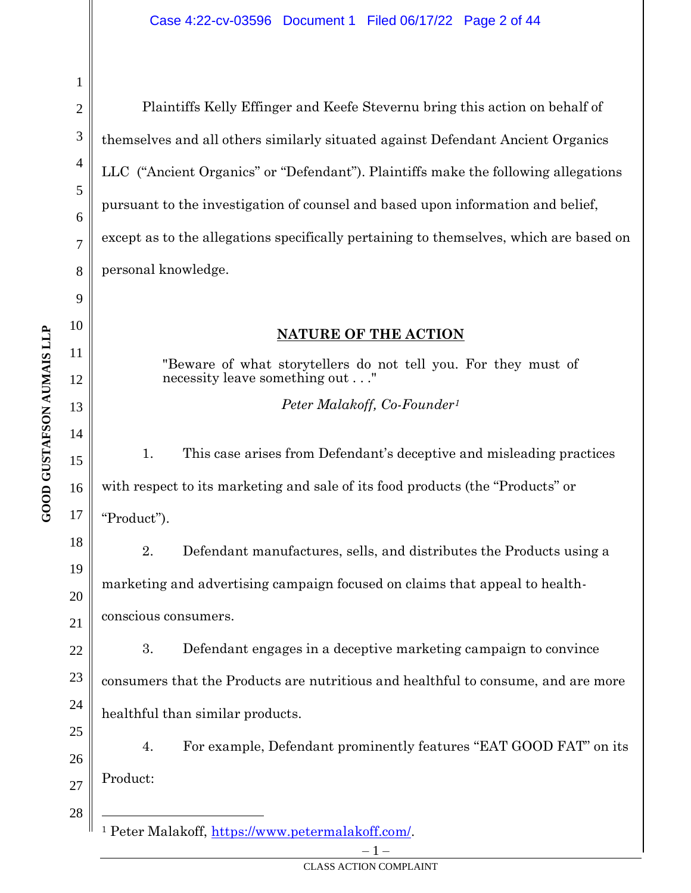Plaintiffs Kelly Effinger and Keefe Stevernu bring this action on behalf of themselves and all others similarly situated against Defendant Ancient Organics LLC ("Ancient Organics" or "Defendant"). Plaintiffs make the following allegations pursuant to the investigation of counsel and based upon information and belief, except as to the allegations specifically pertaining to themselves, which are based on personal knowledge.

## NATURE OF THE ACTION

> "Beware of what storytellers do not tell you. For they must of necessity leave something out . . ."
>
> *Peter Malakoff, Co-Founder*[1]

1. This case arises from Defendant's deceptive and misleading practices with respect to its marketing and sale of its food products (the "Products" or "Product").

2. Defendant manufactures, sells, and distributes the Products using a marketing and advertising campaign focused on claims that appeal to health-conscious consumers.

3. Defendant engages in a deceptive marketing campaign to convince consumers that the Products are nutritious and healthful to consume, and are more healthful than similar products.

4. For example, Defendant prominently features "EAT GOOD FAT" on its Product:

---

[1] Peter Malakoff, https://www.petermalakoff.com/.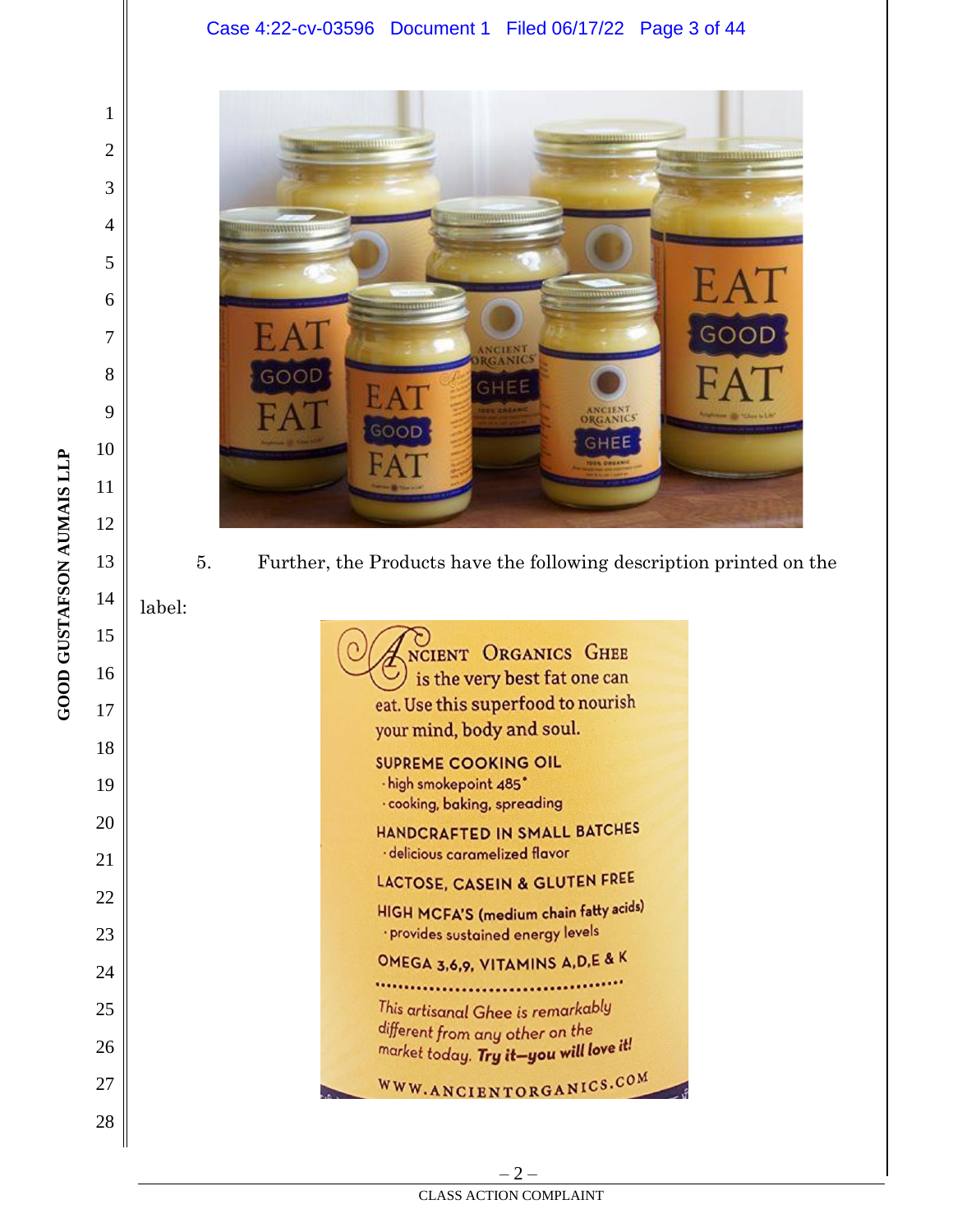5. Further, the Products have the following description printed on the label:

ANCIENT ORGANICS GHEE is the very best fat one can eat. Use this superfood to nourish your mind, body and soul.

SUPREME COOKING OIL
- high smokepoint 485°
- cooking, baking, spreading

HANDCRAFTED IN SMALL BATCHES
- delicious caramelized flavor

LACTOSE, CASEIN & GLUTEN FREE

HIGH MCFA'S (medium chain fatty acids)
- provides sustained energy levels

OMEGA 3,6,9, VITAMINS A,D,E & K

*This artisanal Ghee is remarkably different from any other on the market today.* ***Try it—you will love it!***

WWW.ANCIENTORGANICS.COM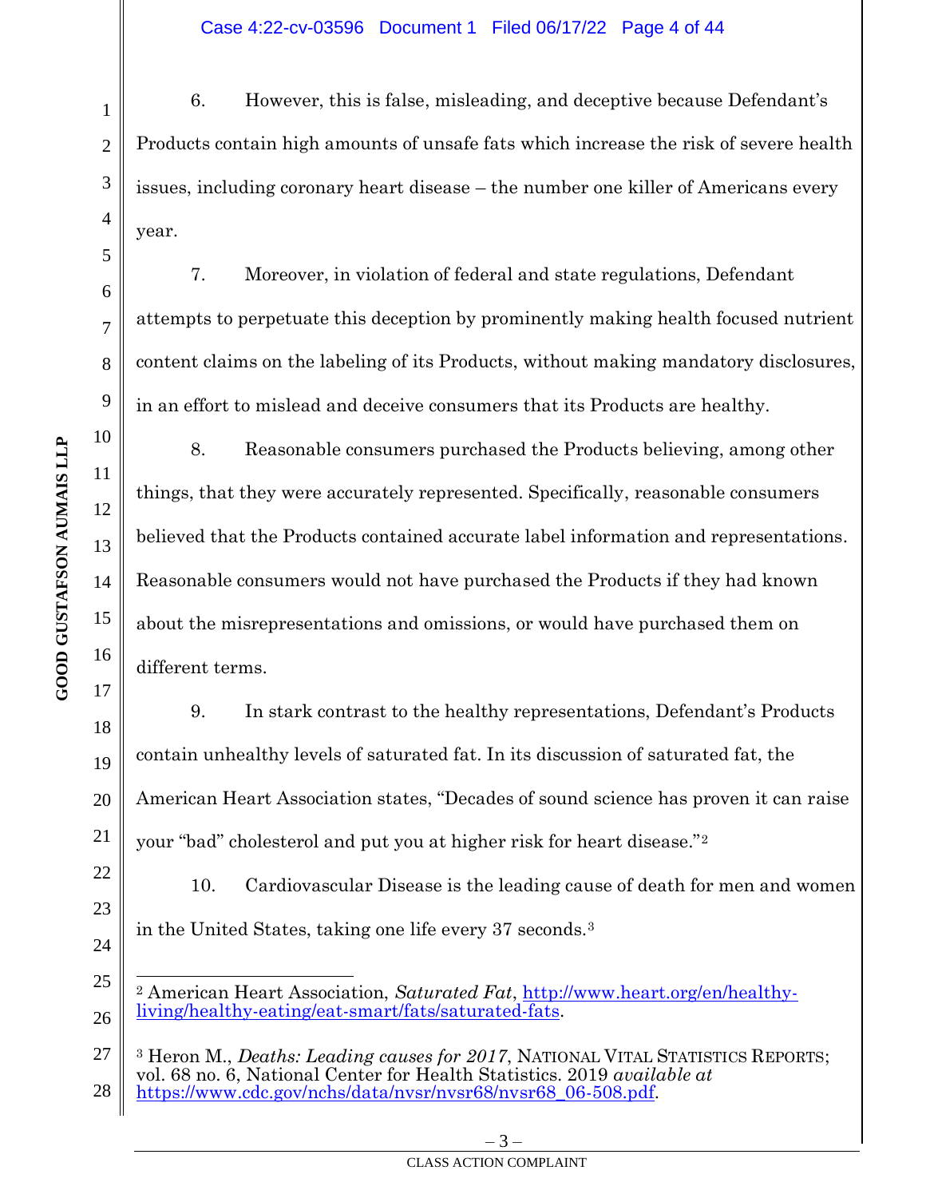6. However, this is false, misleading, and deceptive because Defendant's Products contain high amounts of unsafe fats which increase the risk of severe health issues, including coronary heart disease – the number one killer of Americans every year.

7. Moreover, in violation of federal and state regulations, Defendant attempts to perpetuate this deception by prominently making health focused nutrient content claims on the labeling of its Products, without making mandatory disclosures, in an effort to mislead and deceive consumers that its Products are healthy.

8. Reasonable consumers purchased the Products believing, among other things, that they were accurately represented. Specifically, reasonable consumers believed that the Products contained accurate label information and representations. Reasonable consumers would not have purchased the Products if they had known about the misrepresentations and omissions, or would have purchased them on different terms.

9. In stark contrast to the healthy representations, Defendant's Products contain unhealthy levels of saturated fat. In its discussion of saturated fat, the American Heart Association states, "Decades of sound science has proven it can raise your "bad" cholesterol and put you at higher risk for heart disease."[2]

10. Cardiovascular Disease is the leading cause of death for men and women in the United States, taking one life every 37 seconds.[3]

---

[2] American Heart Association, *Saturated Fat*, http://www.heart.org/en/healthy-living/healthy-eating/eat-smart/fats/saturated-fats.

[3] Heron M., *Deaths: Leading causes for 2017*, NATIONAL VITAL STATISTICS REPORTS; vol. 68 no. 6, National Center for Health Statistics. 2019 *available at* https://www.cdc.gov/nchs/data/nvsr/nvsr68/nvsr68_06-508.pdf.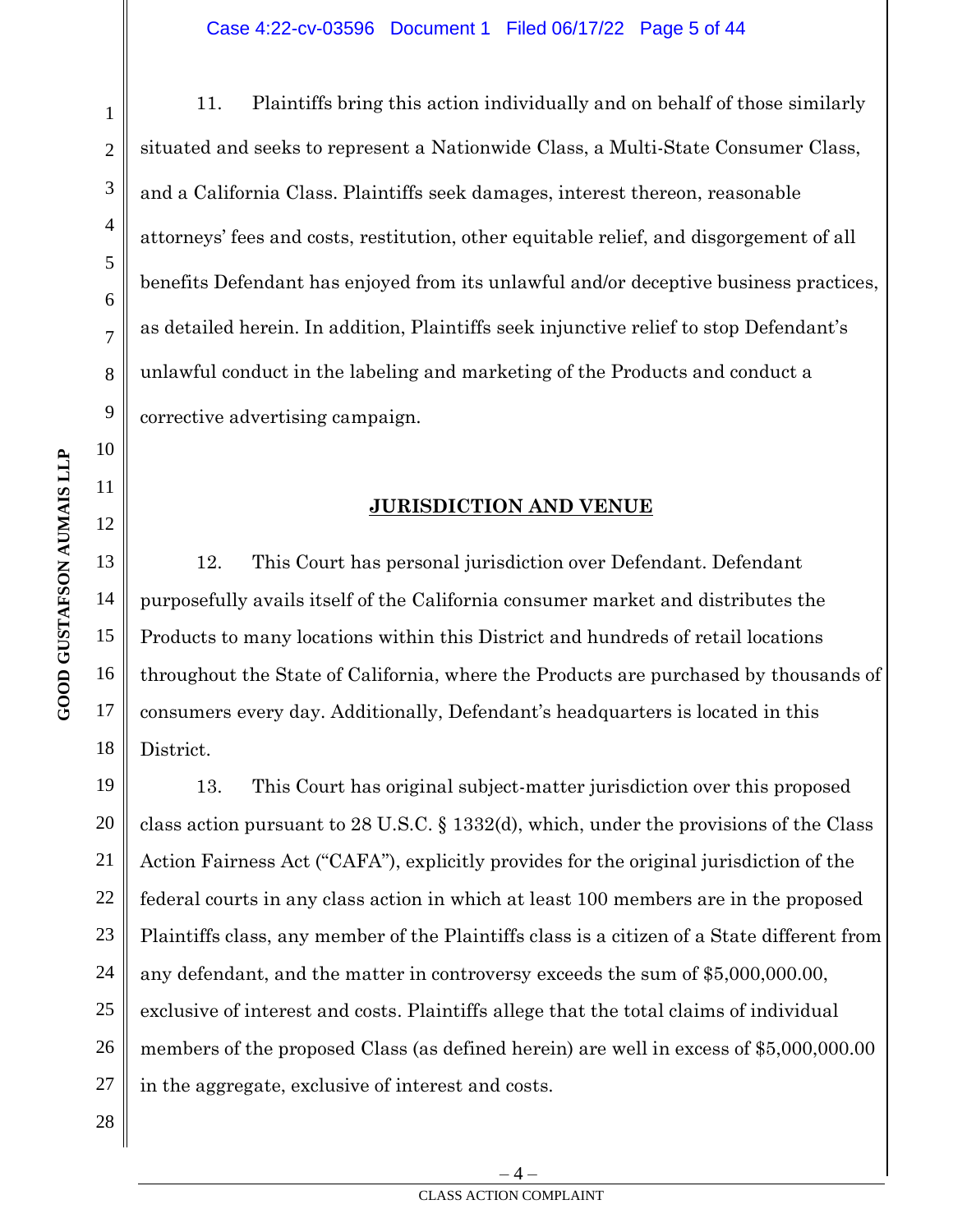11. Plaintiffs bring this action individually and on behalf of those similarly situated and seeks to represent a Nationwide Class, a Multi-State Consumer Class, and a California Class. Plaintiffs seek damages, interest thereon, reasonable attorneys' fees and costs, restitution, other equitable relief, and disgorgement of all benefits Defendant has enjoyed from its unlawful and/or deceptive business practices, as detailed herein. In addition, Plaintiffs seek injunctive relief to stop Defendant's unlawful conduct in the labeling and marketing of the Products and conduct a corrective advertising campaign.

## JURISDICTION AND VENUE

12. This Court has personal jurisdiction over Defendant. Defendant purposefully avails itself of the California consumer market and distributes the Products to many locations within this District and hundreds of retail locations throughout the State of California, where the Products are purchased by thousands of consumers every day. Additionally, Defendant's headquarters is located in this District.

13. This Court has original subject-matter jurisdiction over this proposed class action pursuant to 28 U.S.C. § 1332(d), which, under the provisions of the Class Action Fairness Act ("CAFA"), explicitly provides for the original jurisdiction of the federal courts in any class action in which at least 100 members are in the proposed Plaintiffs class, any member of the Plaintiffs class is a citizen of a State different from any defendant, and the matter in controversy exceeds the sum of $5,000,000.00, exclusive of interest and costs. Plaintiffs allege that the total claims of individual members of the proposed Class (as defined herein) are well in excess of $5,000,000.00 in the aggregate, exclusive of interest and costs.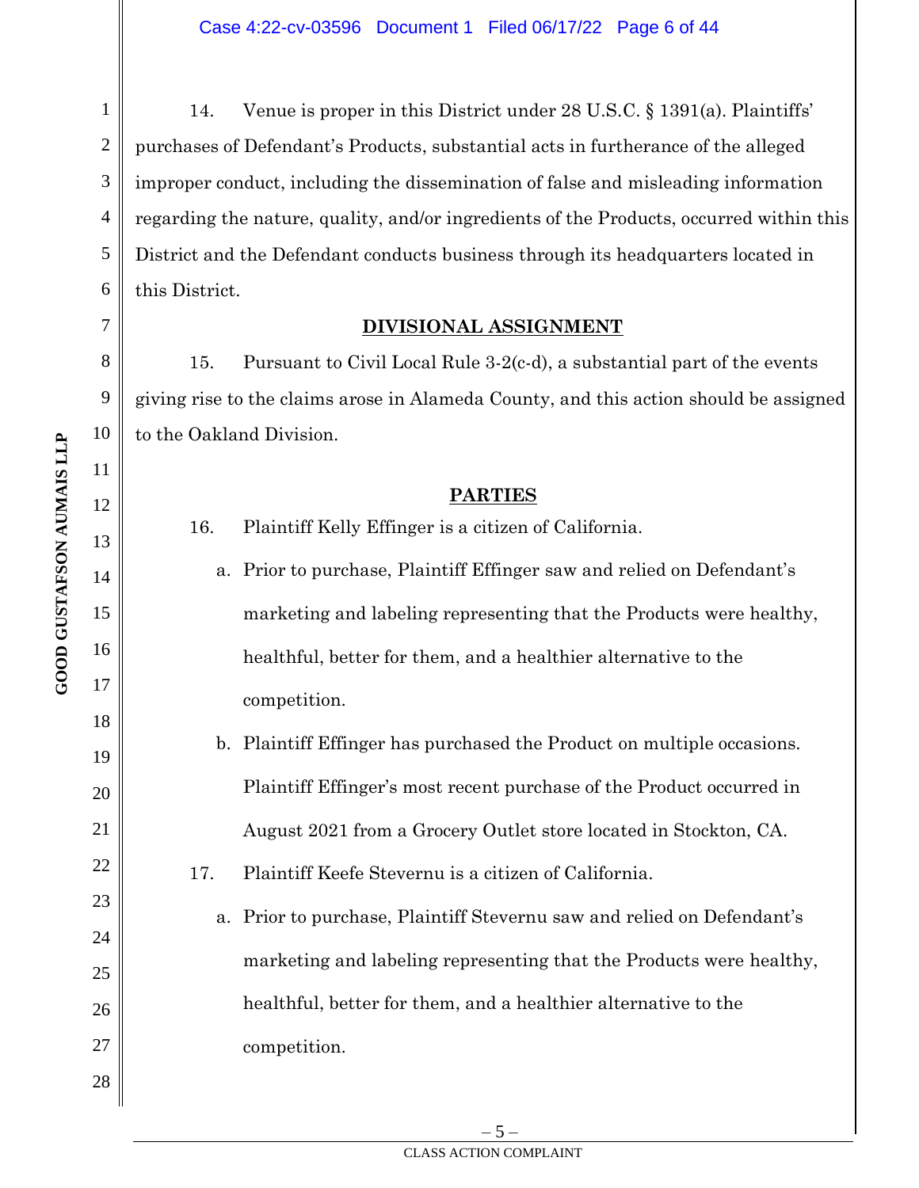14. Venue is proper in this District under 28 U.S.C. § 1391(a). Plaintiffs' purchases of Defendant's Products, substantial acts in furtherance of the alleged improper conduct, including the dissemination of false and misleading information regarding the nature, quality, and/or ingredients of the Products, occurred within this District and the Defendant conducts business through its headquarters located in this District.

**DIVISIONAL ASSIGNMENT**

15. Pursuant to Civil Local Rule 3-2(c-d), a substantial part of the events giving rise to the claims arose in Alameda County, and this action should be assigned to the Oakland Division.

**PARTIES**

16. Plaintiff Kelly Effinger is a citizen of California.

a. Prior to purchase, Plaintiff Effinger saw and relied on Defendant's marketing and labeling representing that the Products were healthy, healthful, better for them, and a healthier alternative to the competition.

b. Plaintiff Effinger has purchased the Product on multiple occasions. Plaintiff Effinger's most recent purchase of the Product occurred in August 2021 from a Grocery Outlet store located in Stockton, CA.

17. Plaintiff Keefe Stevernu is a citizen of California.

a. Prior to purchase, Plaintiff Stevernu saw and relied on Defendant's marketing and labeling representing that the Products were healthy, healthful, better for them, and a healthier alternative to the competition.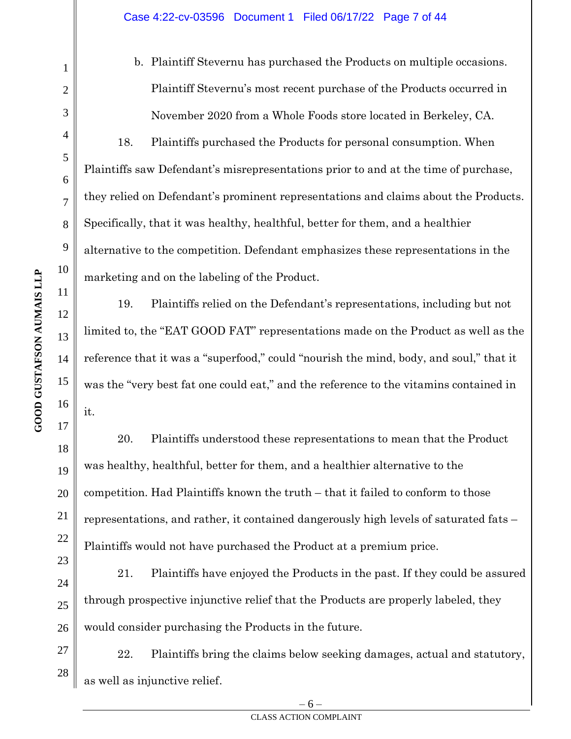b. Plaintiff Stevernu has purchased the Products on multiple occasions. Plaintiff Stevernu's most recent purchase of the Products occurred in November 2020 from a Whole Foods store located in Berkeley, CA.

18. Plaintiffs purchased the Products for personal consumption. When Plaintiffs saw Defendant's misrepresentations prior to and at the time of purchase, they relied on Defendant's prominent representations and claims about the Products. Specifically, that it was healthy, healthful, better for them, and a healthier alternative to the competition. Defendant emphasizes these representations in the marketing and on the labeling of the Product.

19. Plaintiffs relied on the Defendant's representations, including but not limited to, the "EAT GOOD FAT" representations made on the Product as well as the reference that it was a "superfood," could "nourish the mind, body, and soul," that it was the "very best fat one could eat," and the reference to the vitamins contained in it.

20. Plaintiffs understood these representations to mean that the Product was healthy, healthful, better for them, and a healthier alternative to the competition. Had Plaintiffs known the truth – that it failed to conform to those representations, and rather, it contained dangerously high levels of saturated fats – Plaintiffs would not have purchased the Product at a premium price.

21. Plaintiffs have enjoyed the Products in the past. If they could be assured through prospective injunctive relief that the Products are properly labeled, they would consider purchasing the Products in the future.

22. Plaintiffs bring the claims below seeking damages, actual and statutory, as well as injunctive relief.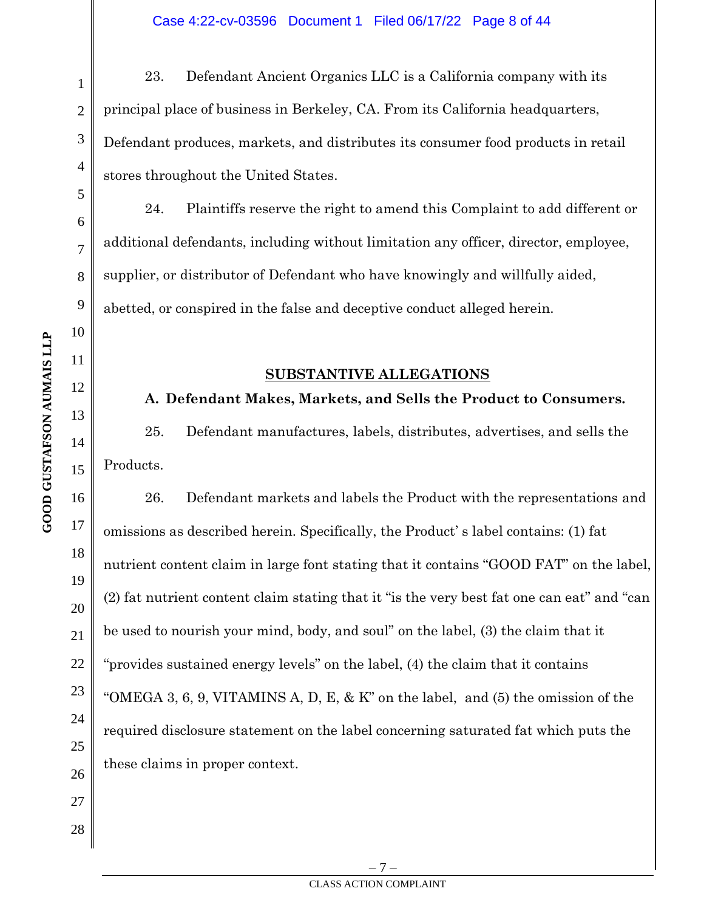23. Defendant Ancient Organics LLC is a California company with its principal place of business in Berkeley, CA. From its California headquarters, Defendant produces, markets, and distributes its consumer food products in retail stores throughout the United States.

24. Plaintiffs reserve the right to amend this Complaint to add different or additional defendants, including without limitation any officer, director, employee, supplier, or distributor of Defendant who have knowingly and willfully aided, abetted, or conspired in the false and deceptive conduct alleged herein.

## SUBSTANTIVE ALLEGATIONS

### A. Defendant Makes, Markets, and Sells the Product to Consumers.

25. Defendant manufactures, labels, distributes, advertises, and sells the Products.

26. Defendant markets and labels the Product with the representations and omissions as described herein. Specifically, the Product' s label contains: (1) fat nutrient content claim in large font stating that it contains "GOOD FAT" on the label, (2) fat nutrient content claim stating that it "is the very best fat one can eat" and "can be used to nourish your mind, body, and soul" on the label, (3) the claim that it "provides sustained energy levels" on the label, (4) the claim that it contains "OMEGA 3, 6, 9, VITAMINS A, D, E, & K" on the label, and (5) the omission of the required disclosure statement on the label concerning saturated fat which puts the these claims in proper context.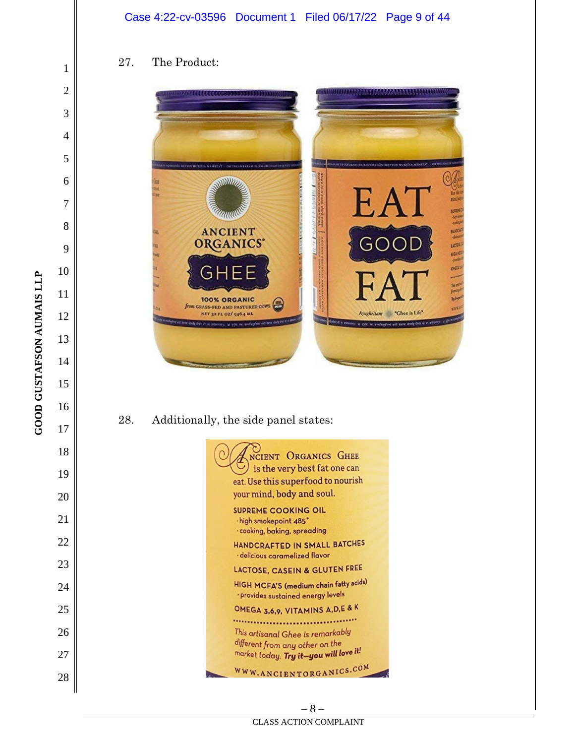27. The Product:

28. Additionally, the side panel states: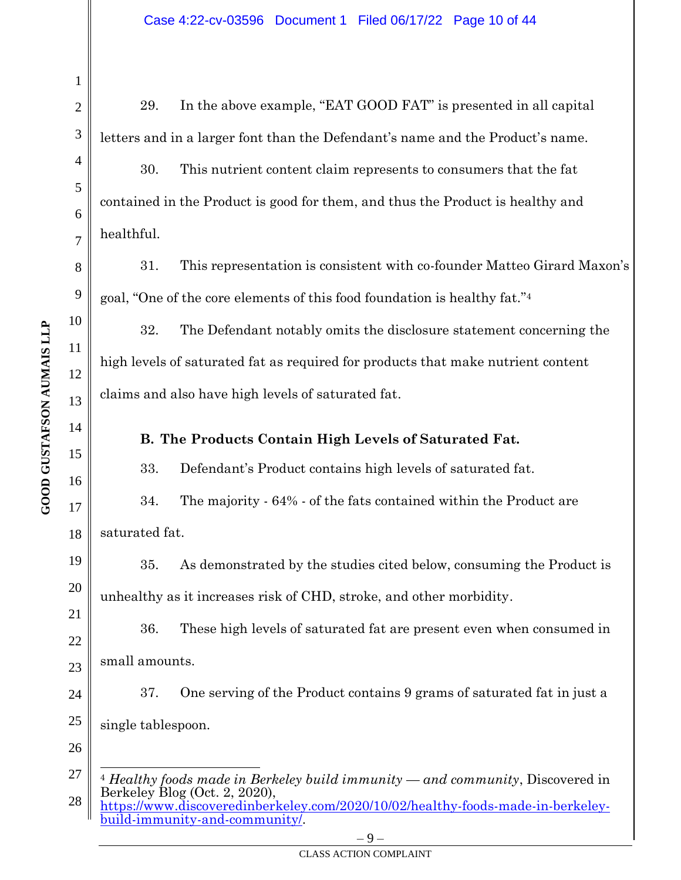29. In the above example, "EAT GOOD FAT" is presented in all capital letters and in a larger font than the Defendant's name and the Product's name.

30. This nutrient content claim represents to consumers that the fat contained in the Product is good for them, and thus the Product is healthy and healthful.

31. This representation is consistent with co-founder Matteo Girard Maxon's goal, "One of the core elements of this food foundation is healthy fat."[4]

32. The Defendant notably omits the disclosure statement concerning the high levels of saturated fat as required for products that make nutrient content claims and also have high levels of saturated fat.

**B. The Products Contain High Levels of Saturated Fat.**

33. Defendant's Product contains high levels of saturated fat.

34. The majority - 64% - of the fats contained within the Product are saturated fat.

35. As demonstrated by the studies cited below, consuming the Product is unhealthy as it increases risk of CHD, stroke, and other morbidity.

36. These high levels of saturated fat are present even when consumed in small amounts.

37. One serving of the Product contains 9 grams of saturated fat in just a single tablespoon.

---

[4] *Healthy foods made in Berkeley build immunity — and community*, Discovered in Berkeley Blog (Oct. 2, 2020), https://www.discoveredinberkeley.com/2020/10/02/healthy-foods-made-in-berkeley-build-immunity-and-community/.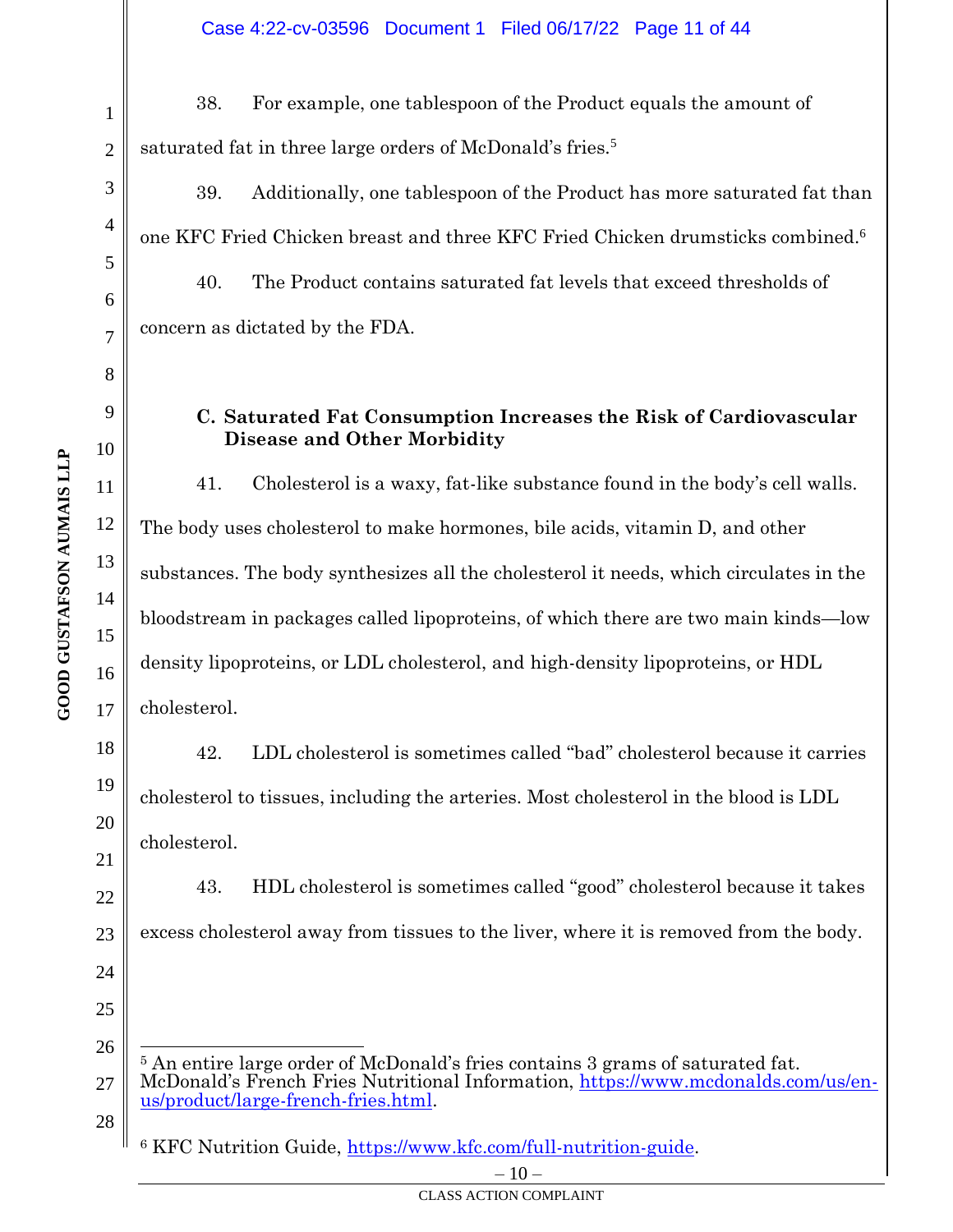38. For example, one tablespoon of the Product equals the amount of saturated fat in three large orders of McDonald's fries.[5]

39. Additionally, one tablespoon of the Product has more saturated fat than one KFC Fried Chicken breast and three KFC Fried Chicken drumsticks combined.[6]

40. The Product contains saturated fat levels that exceed thresholds of concern as dictated by the FDA.

### C. Saturated Fat Consumption Increases the Risk of Cardiovascular Disease and Other Morbidity

41. Cholesterol is a waxy, fat-like substance found in the body's cell walls. The body uses cholesterol to make hormones, bile acids, vitamin D, and other substances. The body synthesizes all the cholesterol it needs, which circulates in the bloodstream in packages called lipoproteins, of which there are two main kinds—low density lipoproteins, or LDL cholesterol, and high-density lipoproteins, or HDL cholesterol.

42. LDL cholesterol is sometimes called "bad" cholesterol because it carries cholesterol to tissues, including the arteries. Most cholesterol in the blood is LDL cholesterol.

43. HDL cholesterol is sometimes called "good" cholesterol because it takes excess cholesterol away from tissues to the liver, where it is removed from the body.

---

[5] An entire large order of McDonald's fries contains 3 grams of saturated fat. McDonald's French Fries Nutritional Information, https://www.mcdonalds.com/us/en-us/product/large-french-fries.html.

[6] KFC Nutrition Guide, https://www.kfc.com/full-nutrition-guide.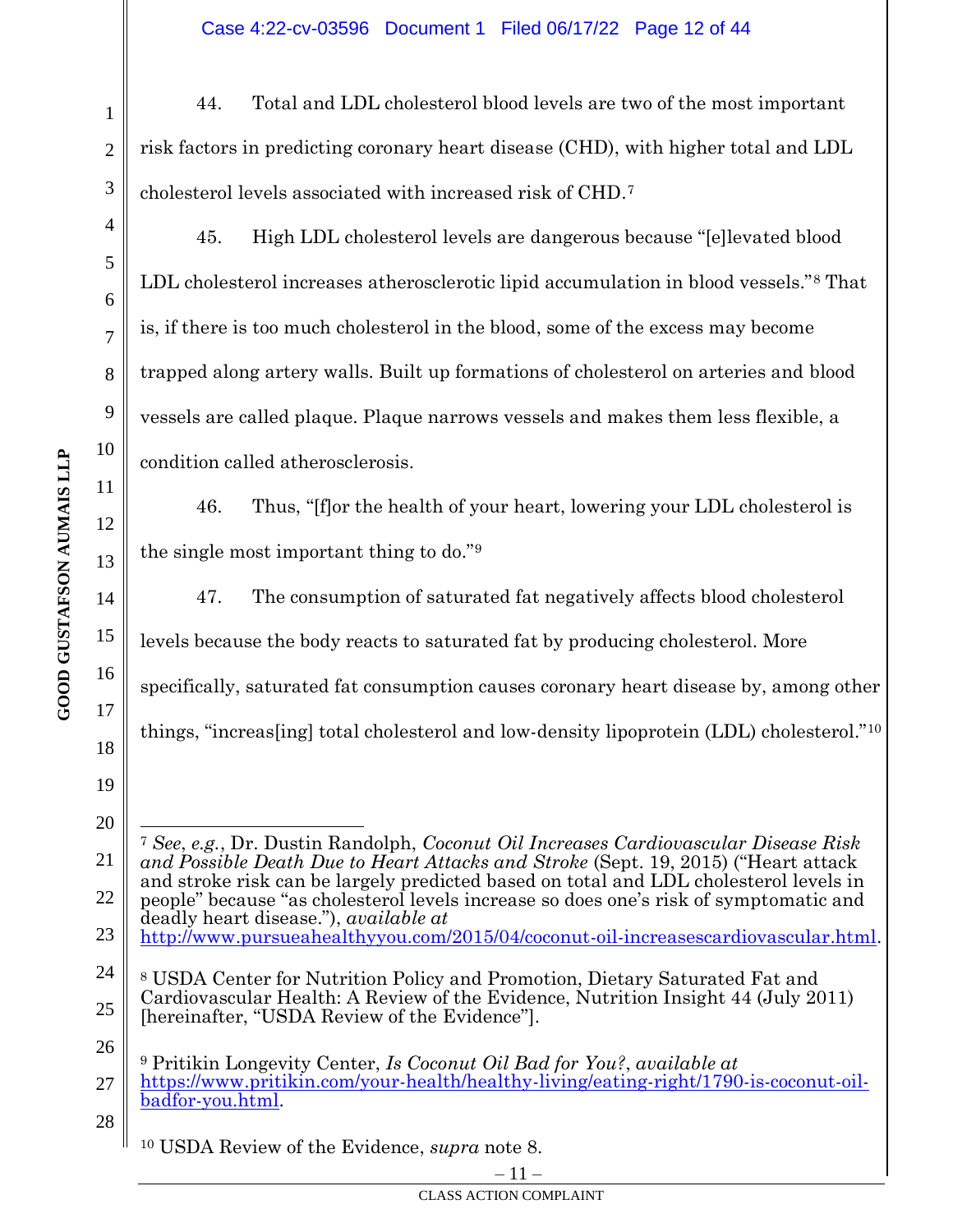44. Total and LDL cholesterol blood levels are two of the most important risk factors in predicting coronary heart disease (CHD), with higher total and LDL cholesterol levels associated with increased risk of CHD.[7]

45. High LDL cholesterol levels are dangerous because "[e]levated blood LDL cholesterol increases atherosclerotic lipid accumulation in blood vessels."[8] That is, if there is too much cholesterol in the blood, some of the excess may become trapped along artery walls. Built up formations of cholesterol on arteries and blood vessels are called plaque. Plaque narrows vessels and makes them less flexible, a condition called atherosclerosis.

46. Thus, "[f]or the health of your heart, lowering your LDL cholesterol is the single most important thing to do."[9]

47. The consumption of saturated fat negatively affects blood cholesterol levels because the body reacts to saturated fat by producing cholesterol. More specifically, saturated fat consumption causes coronary heart disease by, among other things, "increas[ing] total cholesterol and low-density lipoprotein (LDL) cholesterol."[10]

---

[7] *See*, *e.g.*, Dr. Dustin Randolph, *Coconut Oil Increases Cardiovascular Disease Risk and Possible Death Due to Heart Attacks and Stroke* (Sept. 19, 2015) ("Heart attack and stroke risk can be largely predicted based on total and LDL cholesterol levels in people" because "as cholesterol levels increase so does one's risk of symptomatic and deadly heart disease."), *available at* http://www.pursueahealthyyou.com/2015/04/coconut-oil-increasescardiovascular.html.

[8] USDA Center for Nutrition Policy and Promotion, Dietary Saturated Fat and Cardiovascular Health: A Review of the Evidence, Nutrition Insight 44 (July 2011) [hereinafter, "USDA Review of the Evidence"].

[9] Pritikin Longevity Center, *Is Coconut Oil Bad for You?*, *available at* https://www.pritikin.com/your-health/healthy-living/eating-right/1790-is-coconut-oil-badfor-you.html.

[10] USDA Review of the Evidence, *supra* note 8.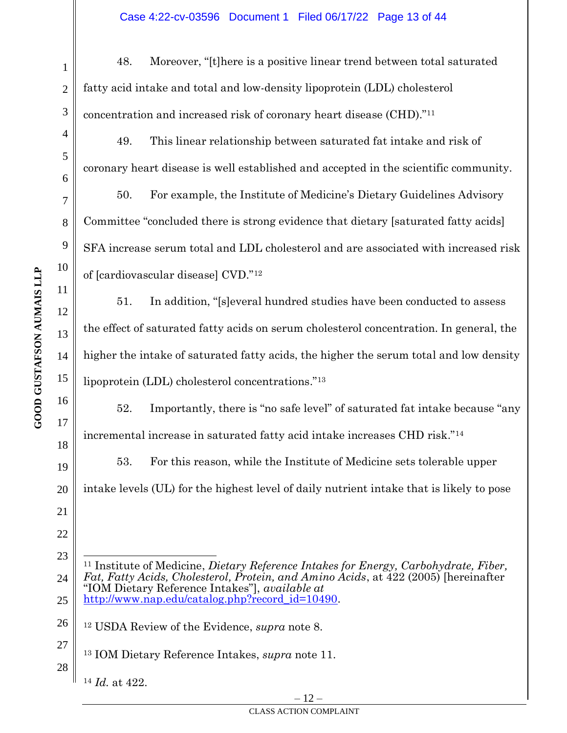48. Moreover, "[t]here is a positive linear trend between total saturated fatty acid intake and total and low-density lipoprotein (LDL) cholesterol concentration and increased risk of coronary heart disease (CHD)."[11]

49. This linear relationship between saturated fat intake and risk of coronary heart disease is well established and accepted in the scientific community.

50. For example, the Institute of Medicine's Dietary Guidelines Advisory Committee "concluded there is strong evidence that dietary [saturated fatty acids] SFA increase serum total and LDL cholesterol and are associated with increased risk of [cardiovascular disease] CVD."[12]

51. In addition, "[s]everal hundred studies have been conducted to assess the effect of saturated fatty acids on serum cholesterol concentration. In general, the higher the intake of saturated fatty acids, the higher the serum total and low density lipoprotein (LDL) cholesterol concentrations."[13]

52. Importantly, there is "no safe level" of saturated fat intake because "any incremental increase in saturated fatty acid intake increases CHD risk."[14]

53. For this reason, while the Institute of Medicine sets tolerable upper intake levels (UL) for the highest level of daily nutrient intake that is likely to pose

---

[11] Institute of Medicine, *Dietary Reference Intakes for Energy, Carbohydrate, Fiber, Fat, Fatty Acids, Cholesterol, Protein, and Amino Acids*, at 422 (2005) [hereinafter "IOM Dietary Reference Intakes"], *available at* http://www.nap.edu/catalog.php?record_id=10490.

[12] USDA Review of the Evidence, *supra* note 8.

[13] IOM Dietary Reference Intakes, *supra* note 11.

[14] *Id.* at 422.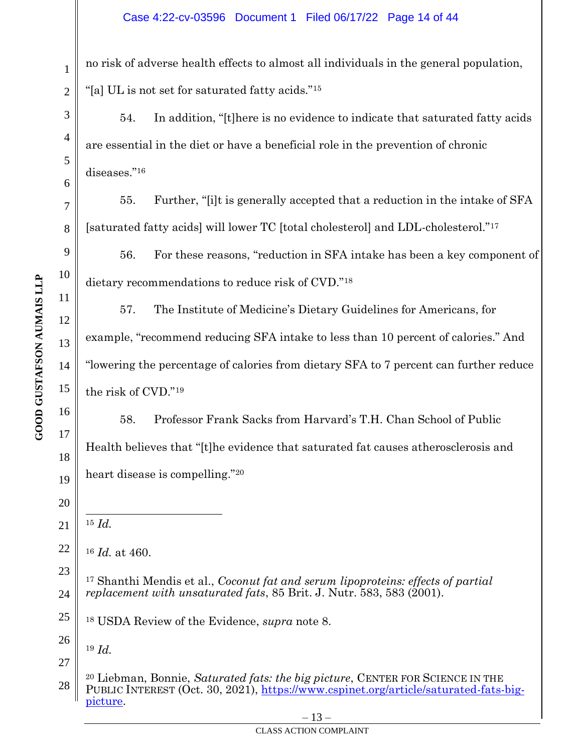no risk of adverse health effects to almost all individuals in the general population, "[a] UL is not set for saturated fatty acids."[15]

54. In addition, "[t]here is no evidence to indicate that saturated fatty acids are essential in the diet or have a beneficial role in the prevention of chronic diseases."[16]

55. Further, "[i]t is generally accepted that a reduction in the intake of SFA [saturated fatty acids] will lower TC [total cholesterol] and LDL-cholesterol."[17]

56. For these reasons, "reduction in SFA intake has been a key component of dietary recommendations to reduce risk of CVD."[18]

57. The Institute of Medicine's Dietary Guidelines for Americans, for example, "recommend reducing SFA intake to less than 10 percent of calories." And "lowering the percentage of calories from dietary SFA to 7 percent can further reduce the risk of CVD."[19]

58. Professor Frank Sacks from Harvard's T.H. Chan School of Public Health believes that "[t]he evidence that saturated fat causes atherosclerosis and heart disease is compelling."[20]

---

[15] *Id.*

[16] *Id.* at 460.

[17] Shanthi Mendis et al., *Coconut fat and serum lipoproteins: effects of partial replacement with unsaturated fats*, 85 Brit. J. Nutr. 583, 583 (2001).

[18] USDA Review of the Evidence, *supra* note 8.

[19] *Id.*

[20] Liebman, Bonnie, *Saturated fats: the big picture*, CENTER FOR SCIENCE IN THE PUBLIC INTEREST (Oct. 30, 2021), https://www.cspinet.org/article/saturated-fats-big-picture.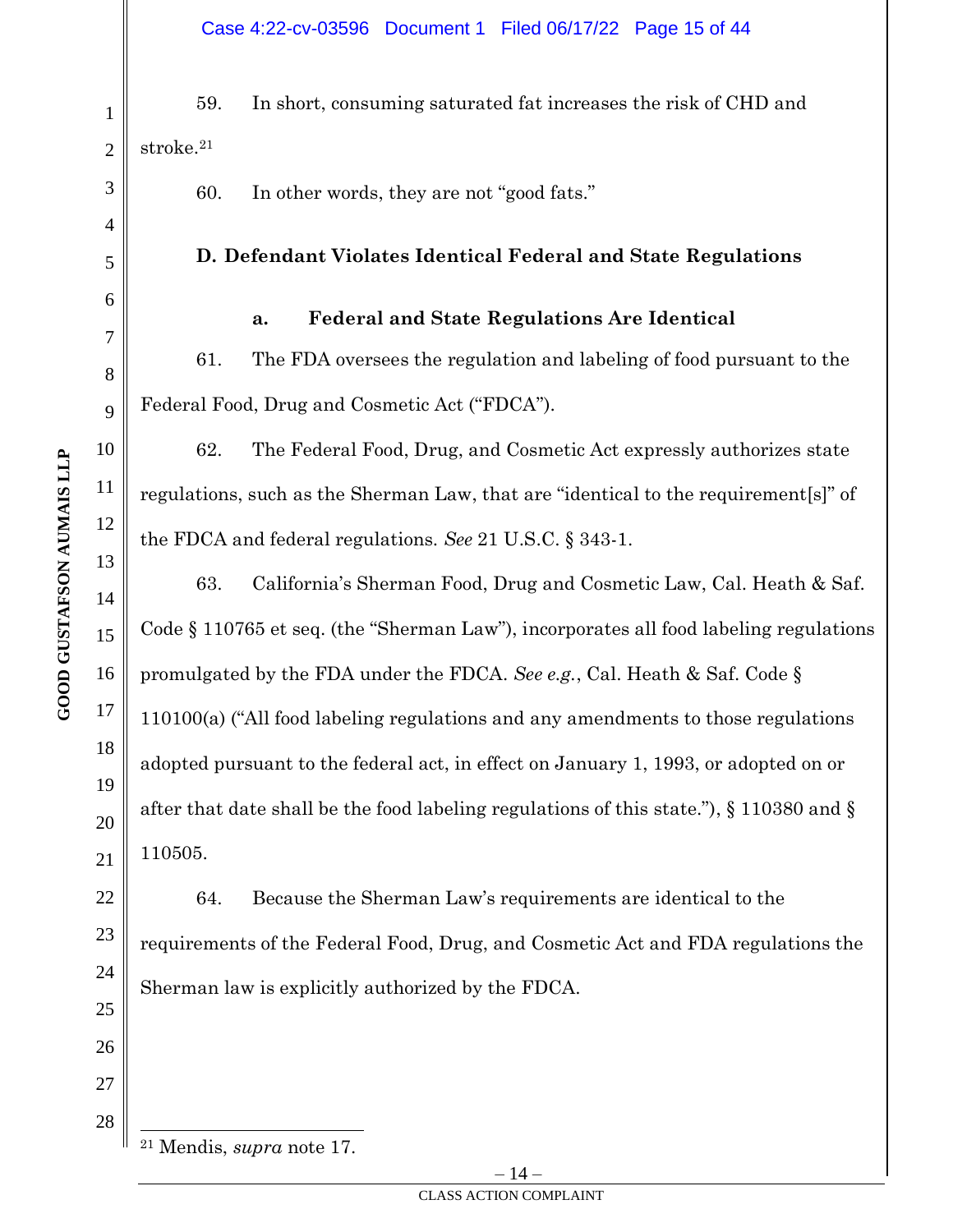59. In short, consuming saturated fat increases the risk of CHD and stroke.[21]

60. In other words, they are not "good fats."

### D. Defendant Violates Identical Federal and State Regulations

#### a. Federal and State Regulations Are Identical

61. The FDA oversees the regulation and labeling of food pursuant to the Federal Food, Drug and Cosmetic Act ("FDCA").

62. The Federal Food, Drug, and Cosmetic Act expressly authorizes state regulations, such as the Sherman Law, that are "identical to the requirement[s]" of the FDCA and federal regulations. *See* 21 U.S.C. § 343-1.

63. California's Sherman Food, Drug and Cosmetic Law, Cal. Heath & Saf. Code § 110765 et seq. (the "Sherman Law"), incorporates all food labeling regulations promulgated by the FDA under the FDCA. *See e.g.*, Cal. Heath & Saf. Code § 110100(a) ("All food labeling regulations and any amendments to those regulations adopted pursuant to the federal act, in effect on January 1, 1993, or adopted on or after that date shall be the food labeling regulations of this state."), § 110380 and § 110505.

64. Because the Sherman Law's requirements are identical to the requirements of the Federal Food, Drug, and Cosmetic Act and FDA regulations the Sherman law is explicitly authorized by the FDCA.

---

[21] Mendis, *supra* note 17.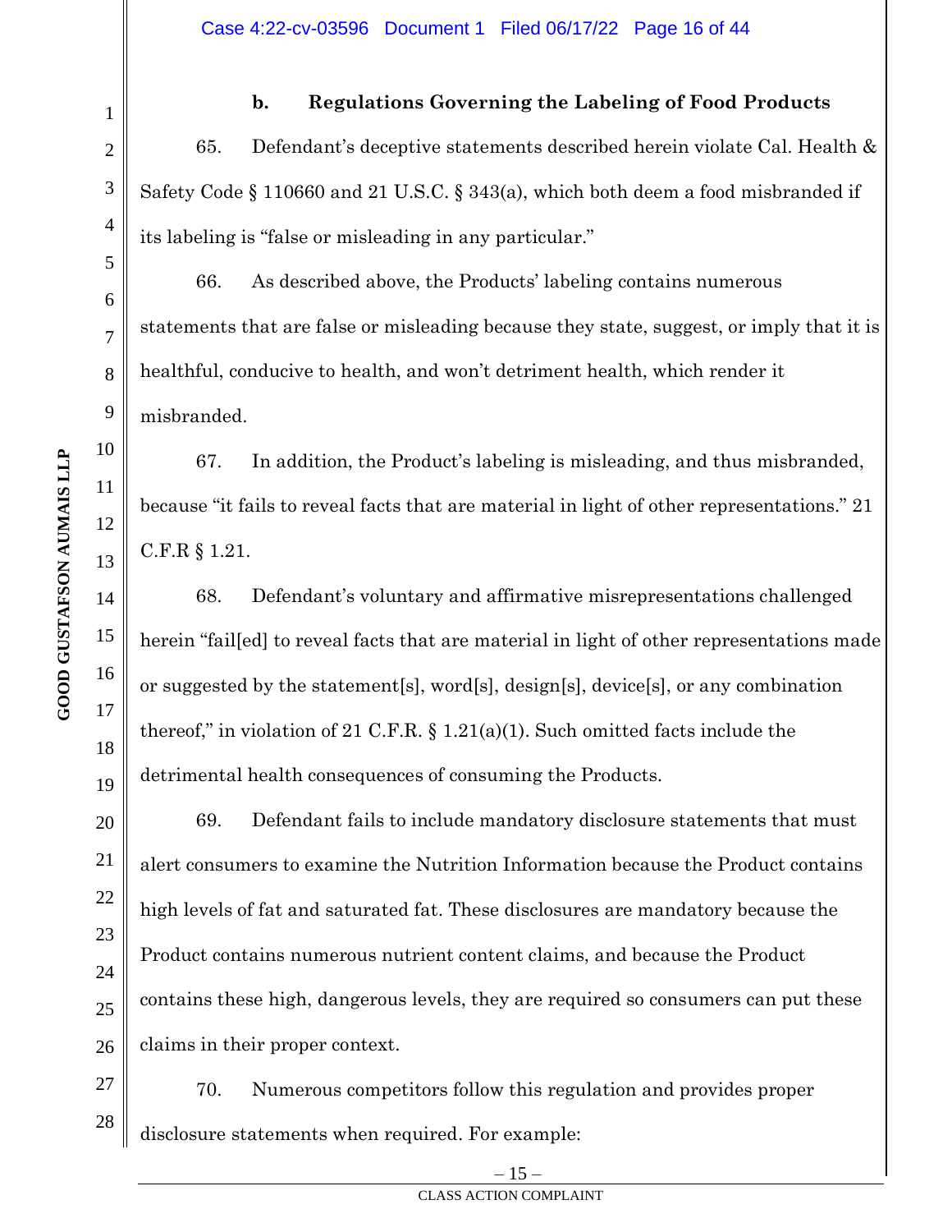### b. Regulations Governing the Labeling of Food Products

65. Defendant's deceptive statements described herein violate Cal. Health & Safety Code § 110660 and 21 U.S.C. § 343(a), which both deem a food misbranded if its labeling is "false or misleading in any particular."

66. As described above, the Products' labeling contains numerous statements that are false or misleading because they state, suggest, or imply that it is healthful, conducive to health, and won't detriment health, which render it misbranded.

67. In addition, the Product's labeling is misleading, and thus misbranded, because "it fails to reveal facts that are material in light of other representations." 21 C.F.R § 1.21.

68. Defendant's voluntary and affirmative misrepresentations challenged herein "fail[ed] to reveal facts that are material in light of other representations made or suggested by the statement[s], word[s], design[s], device[s], or any combination thereof," in violation of 21 C.F.R. § 1.21(a)(1). Such omitted facts include the detrimental health consequences of consuming the Products.

69. Defendant fails to include mandatory disclosure statements that must alert consumers to examine the Nutrition Information because the Product contains high levels of fat and saturated fat. These disclosures are mandatory because the Product contains numerous nutrient content claims, and because the Product contains these high, dangerous levels, they are required so consumers can put these claims in their proper context.

70. Numerous competitors follow this regulation and provides proper disclosure statements when required. For example: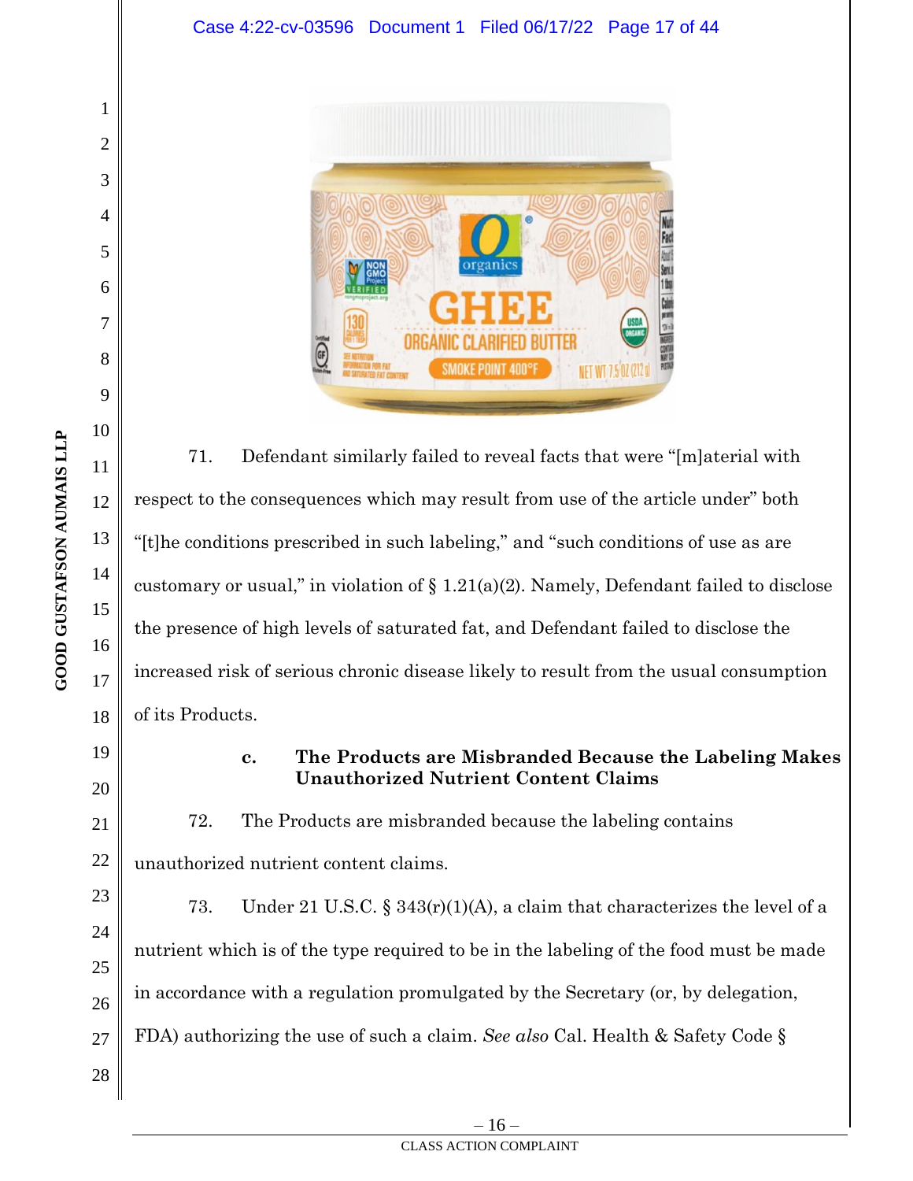71. Defendant similarly failed to reveal facts that were "[m]aterial with respect to the consequences which may result from use of the article under" both "[t]he conditions prescribed in such labeling," and "such conditions of use as are customary or usual," in violation of § 1.21(a)(2). Namely, Defendant failed to disclose the presence of high levels of saturated fat, and Defendant failed to disclose the increased risk of serious chronic disease likely to result from the usual consumption of its Products.

### c. The Products are Misbranded Because the Labeling Makes Unauthorized Nutrient Content Claims

72. The Products are misbranded because the labeling contains unauthorized nutrient content claims.

73. Under 21 U.S.C. § 343(r)(1)(A), a claim that characterizes the level of a nutrient which is of the type required to be in the labeling of the food must be made in accordance with a regulation promulgated by the Secretary (or, by delegation, FDA) authorizing the use of such a claim. *See also* Cal. Health & Safety Code §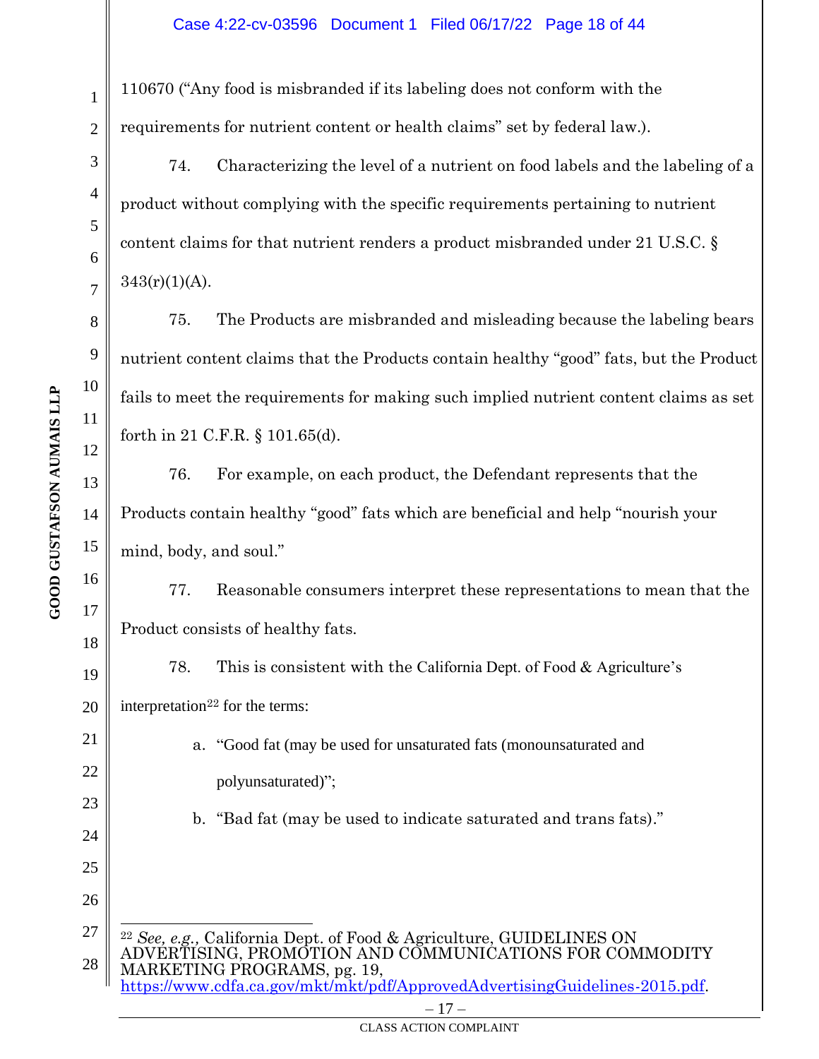110670 ("Any food is misbranded if its labeling does not conform with the requirements for nutrient content or health claims" set by federal law.).

74. Characterizing the level of a nutrient on food labels and the labeling of a product without complying with the specific requirements pertaining to nutrient content claims for that nutrient renders a product misbranded under 21 U.S.C. § 343(r)(1)(A).

75. The Products are misbranded and misleading because the labeling bears nutrient content claims that the Products contain healthy "good" fats, but the Product fails to meet the requirements for making such implied nutrient content claims as set forth in 21 C.F.R. § 101.65(d).

76. For example, on each product, the Defendant represents that the Products contain healthy "good" fats which are beneficial and help "nourish your mind, body, and soul."

77. Reasonable consumers interpret these representations to mean that the Product consists of healthy fats.

78. This is consistent with the California Dept. of Food & Agriculture's interpretation[22] for the terms:

a. "Good fat (may be used for unsaturated fats (monounsaturated and polyunsaturated)";

b. "Bad fat (may be used to indicate saturated and trans fats)."

---

[22] *See, e.g.,* California Dept. of Food & Agriculture, GUIDELINES ON ADVERTISING, PROMOTION AND COMMUNICATIONS FOR COMMODITY MARKETING PROGRAMS, pg. 19, https://www.cdfa.ca.gov/mkt/mkt/pdf/ApprovedAdvertisingGuidelines-2015.pdf.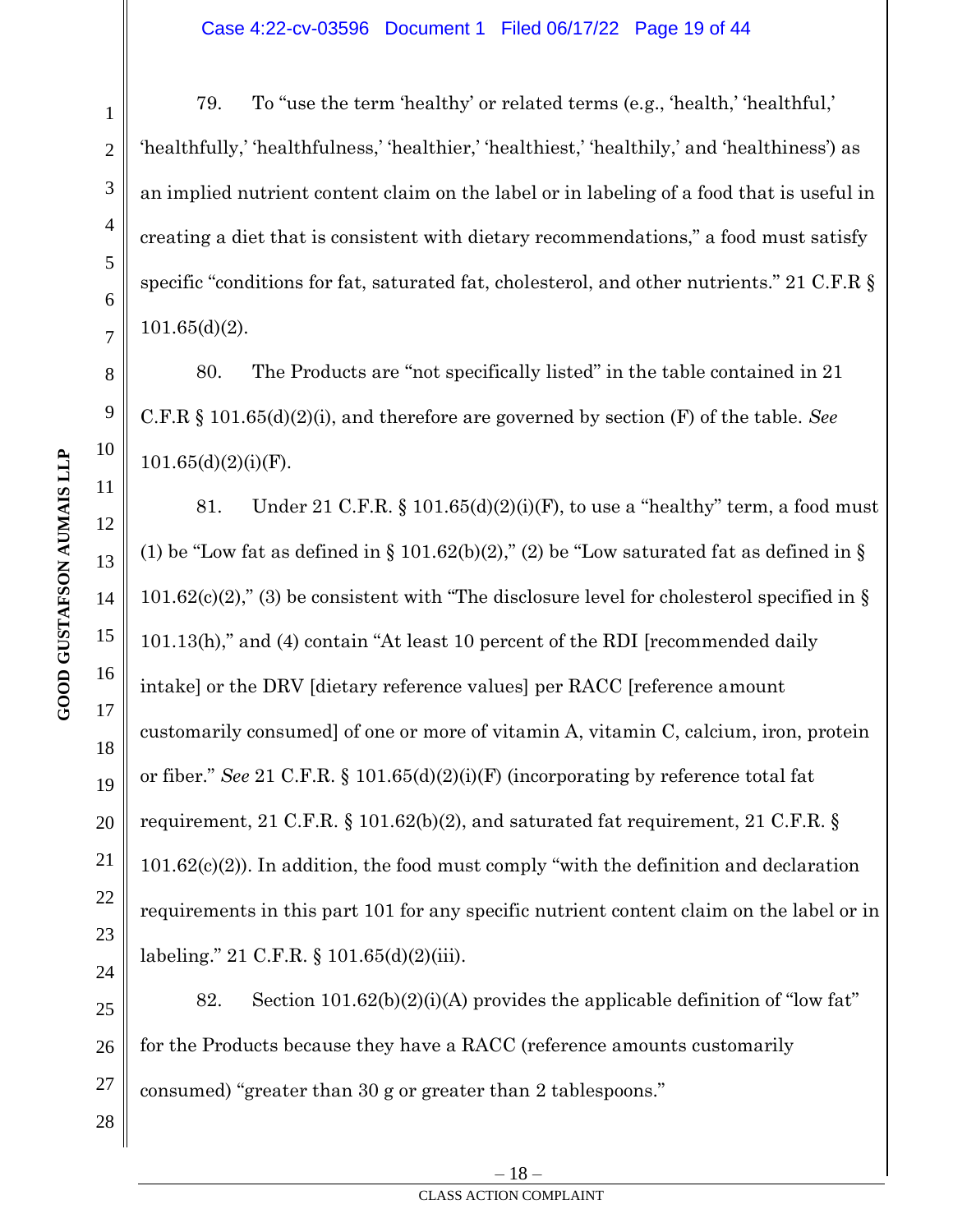79. To "use the term 'healthy' or related terms (e.g., 'health,' 'healthful,' 'healthfully,' 'healthfulness,' 'healthier,' 'healthiest,' 'healthily,' and 'healthiness') as an implied nutrient content claim on the label or in labeling of a food that is useful in creating a diet that is consistent with dietary recommendations," a food must satisfy specific "conditions for fat, saturated fat, cholesterol, and other nutrients." 21 C.F.R § 101.65(d)(2).

80. The Products are "not specifically listed" in the table contained in 21 C.F.R § 101.65(d)(2)(i), and therefore are governed by section (F) of the table. *See* 101.65(d)(2)(i)(F).

81. Under 21 C.F.R. § 101.65(d)(2)(i)(F), to use a "healthy" term, a food must (1) be "Low fat as defined in § 101.62(b)(2)," (2) be "Low saturated fat as defined in § 101.62(c)(2)," (3) be consistent with "The disclosure level for cholesterol specified in § 101.13(h)," and (4) contain "At least 10 percent of the RDI [recommended daily intake] or the DRV [dietary reference values] per RACC [reference amount customarily consumed] of one or more of vitamin A, vitamin C, calcium, iron, protein or fiber." *See* 21 C.F.R. § 101.65(d)(2)(i)(F) (incorporating by reference total fat requirement, 21 C.F.R. § 101.62(b)(2), and saturated fat requirement, 21 C.F.R. § 101.62(c)(2)). In addition, the food must comply "with the definition and declaration requirements in this part 101 for any specific nutrient content claim on the label or in labeling." 21 C.F.R. § 101.65(d)(2)(iii).

82. Section 101.62(b)(2)(i)(A) provides the applicable definition of "low fat" for the Products because they have a RACC (reference amounts customarily consumed) "greater than 30 g or greater than 2 tablespoons."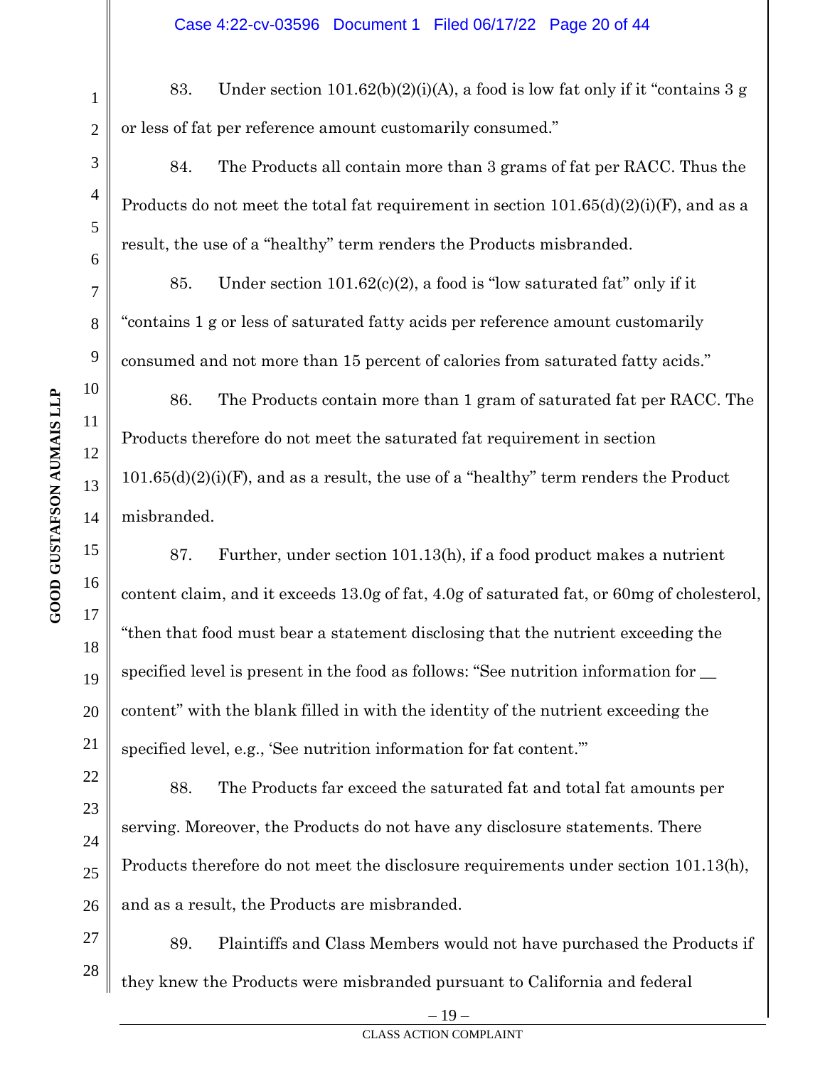83. Under section 101.62(b)(2)(i)(A), a food is low fat only if it "contains 3 g or less of fat per reference amount customarily consumed."

84. The Products all contain more than 3 grams of fat per RACC. Thus the Products do not meet the total fat requirement in section 101.65(d)(2)(i)(F), and as a result, the use of a "healthy" term renders the Products misbranded.

85. Under section 101.62(c)(2), a food is "low saturated fat" only if it "contains 1 g or less of saturated fatty acids per reference amount customarily consumed and not more than 15 percent of calories from saturated fatty acids."

86. The Products contain more than 1 gram of saturated fat per RACC. The Products therefore do not meet the saturated fat requirement in section 101.65(d)(2)(i)(F), and as a result, the use of a "healthy" term renders the Product misbranded.

87. Further, under section 101.13(h), if a food product makes a nutrient content claim, and it exceeds 13.0g of fat, 4.0g of saturated fat, or 60mg of cholesterol, "then that food must bear a statement disclosing that the nutrient exceeding the specified level is present in the food as follows: "See nutrition information for __ content" with the blank filled in with the identity of the nutrient exceeding the specified level, e.g., 'See nutrition information for fat content.'"

88. The Products far exceed the saturated fat and total fat amounts per serving. Moreover, the Products do not have any disclosure statements. There Products therefore do not meet the disclosure requirements under section 101.13(h), and as a result, the Products are misbranded.

89. Plaintiffs and Class Members would not have purchased the Products if they knew the Products were misbranded pursuant to California and federal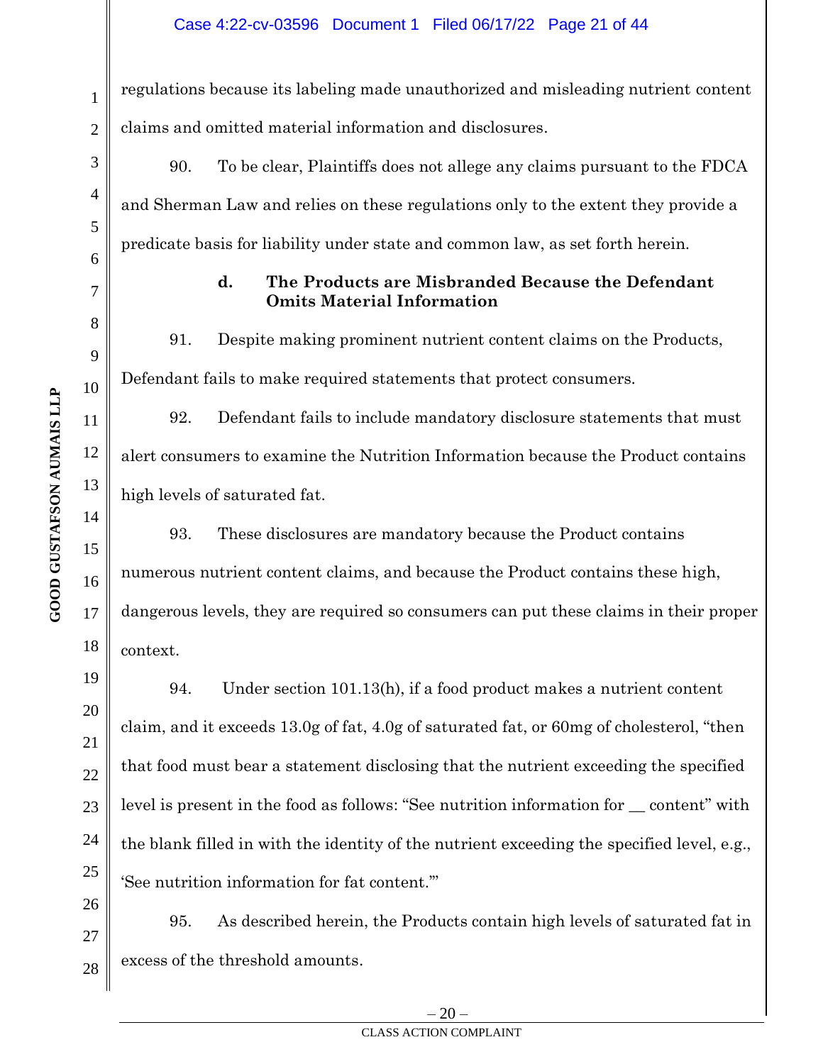regulations because its labeling made unauthorized and misleading nutrient content claims and omitted material information and disclosures.

90. To be clear, Plaintiffs does not allege any claims pursuant to the FDCA and Sherman Law and relies on these regulations only to the extent they provide a predicate basis for liability under state and common law, as set forth herein.

**d. The Products are Misbranded Because the Defendant Omits Material Information**

91. Despite making prominent nutrient content claims on the Products, Defendant fails to make required statements that protect consumers.

92. Defendant fails to include mandatory disclosure statements that must alert consumers to examine the Nutrition Information because the Product contains high levels of saturated fat.

93. These disclosures are mandatory because the Product contains numerous nutrient content claims, and because the Product contains these high, dangerous levels, they are required so consumers can put these claims in their proper context.

94. Under section 101.13(h), if a food product makes a nutrient content claim, and it exceeds 13.0g of fat, 4.0g of saturated fat, or 60mg of cholesterol, "then that food must bear a statement disclosing that the nutrient exceeding the specified level is present in the food as follows: "See nutrition information for __ content" with the blank filled in with the identity of the nutrient exceeding the specified level, e.g., 'See nutrition information for fat content.'"

95. As described herein, the Products contain high levels of saturated fat in excess of the threshold amounts.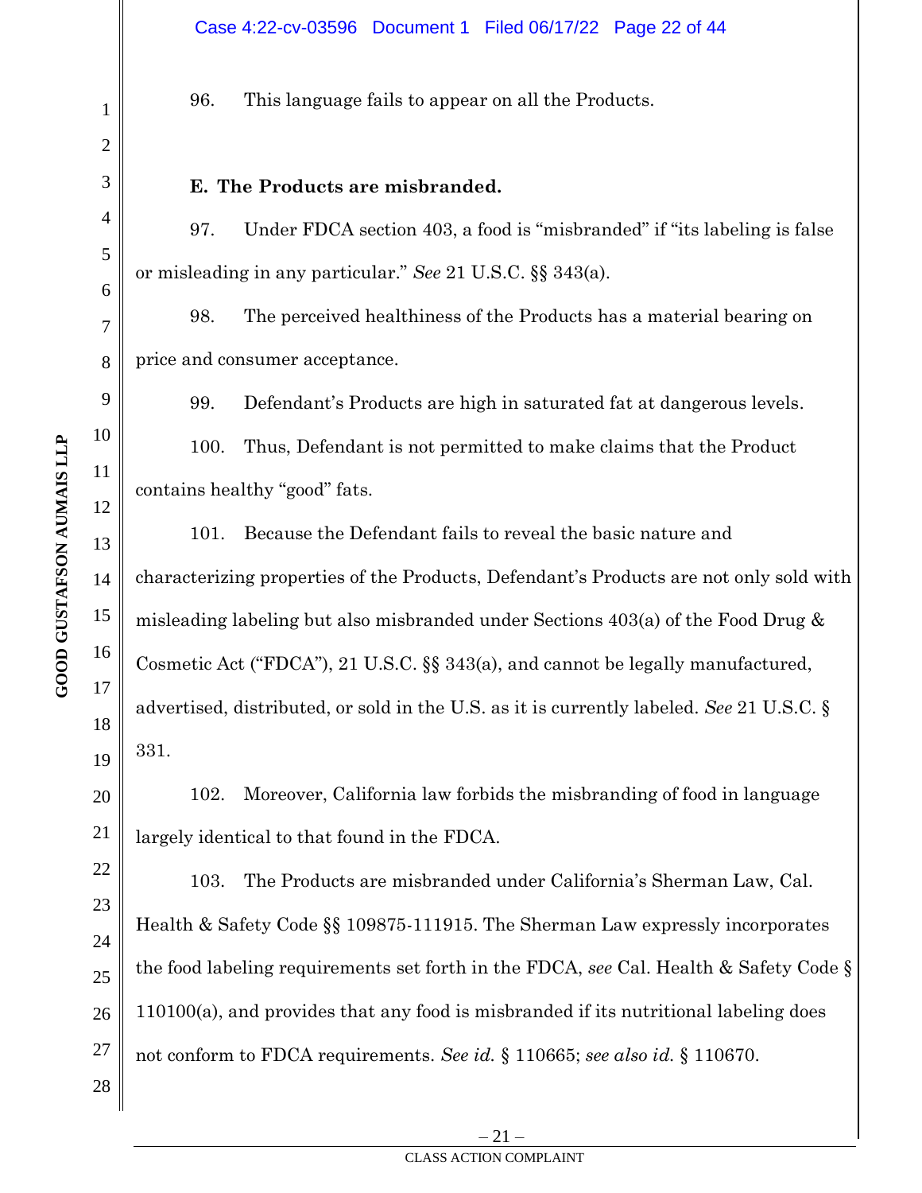96. This language fails to appear on all the Products.

**E. The Products are misbranded.**

97. Under FDCA section 403, a food is "misbranded" if "its labeling is false or misleading in any particular." *See* 21 U.S.C. §§ 343(a).

98. The perceived healthiness of the Products has a material bearing on price and consumer acceptance.

99. Defendant's Products are high in saturated fat at dangerous levels.

100. Thus, Defendant is not permitted to make claims that the Product contains healthy "good" fats.

101. Because the Defendant fails to reveal the basic nature and characterizing properties of the Products, Defendant's Products are not only sold with misleading labeling but also misbranded under Sections 403(a) of the Food Drug & Cosmetic Act ("FDCA"), 21 U.S.C. §§ 343(a), and cannot be legally manufactured, advertised, distributed, or sold in the U.S. as it is currently labeled. *See* 21 U.S.C. § 331.

102. Moreover, California law forbids the misbranding of food in language largely identical to that found in the FDCA.

103. The Products are misbranded under California's Sherman Law, Cal. Health & Safety Code §§ 109875-111915. The Sherman Law expressly incorporates the food labeling requirements set forth in the FDCA, *see* Cal. Health & Safety Code § 110100(a), and provides that any food is misbranded if its nutritional labeling does not conform to FDCA requirements. *See id.* § 110665; *see also id.* § 110670.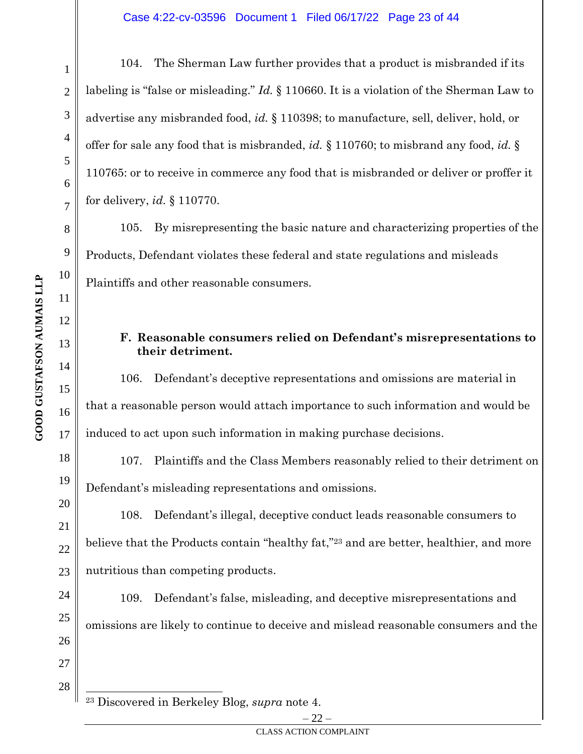104. The Sherman Law further provides that a product is misbranded if its labeling is "false or misleading." *Id.* § 110660. It is a violation of the Sherman Law to advertise any misbranded food, *id.* § 110398; to manufacture, sell, deliver, hold, or offer for sale any food that is misbranded, *id.* § 110760; to misbrand any food, *id.* § 110765: or to receive in commerce any food that is misbranded or deliver or proffer it for delivery, *id.* § 110770.

105. By misrepresenting the basic nature and characterizing properties of the Products, Defendant violates these federal and state regulations and misleads Plaintiffs and other reasonable consumers.

**F. Reasonable consumers relied on Defendant's misrepresentations to their detriment.**

106. Defendant's deceptive representations and omissions are material in that a reasonable person would attach importance to such information and would be induced to act upon such information in making purchase decisions.

107. Plaintiffs and the Class Members reasonably relied to their detriment on Defendant's misleading representations and omissions.

108. Defendant's illegal, deceptive conduct leads reasonable consumers to believe that the Products contain "healthy fat,"[23] and are better, healthier, and more nutritious than competing products.

109. Defendant's false, misleading, and deceptive misrepresentations and omissions are likely to continue to deceive and mislead reasonable consumers and the

[23] Discovered in Berkeley Blog, *supra* note 4.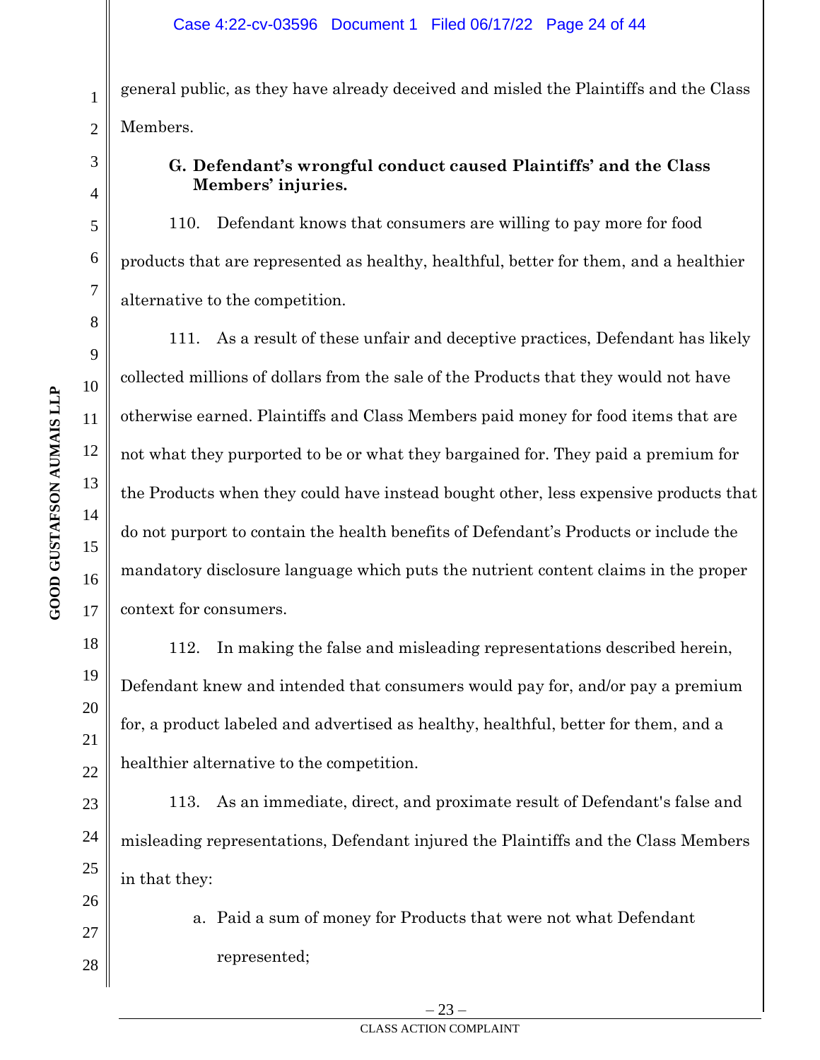general public, as they have already deceived and misled the Plaintiffs and the Class Members.

### G. Defendant's wrongful conduct caused Plaintiffs' and the Class Members' injuries.

110. Defendant knows that consumers are willing to pay more for food products that are represented as healthy, healthful, better for them, and a healthier alternative to the competition.

111. As a result of these unfair and deceptive practices, Defendant has likely collected millions of dollars from the sale of the Products that they would not have otherwise earned. Plaintiffs and Class Members paid money for food items that are not what they purported to be or what they bargained for. They paid a premium for the Products when they could have instead bought other, less expensive products that do not purport to contain the health benefits of Defendant's Products or include the mandatory disclosure language which puts the nutrient content claims in the proper context for consumers.

112. In making the false and misleading representations described herein, Defendant knew and intended that consumers would pay for, and/or pay a premium for, a product labeled and advertised as healthy, healthful, better for them, and a healthier alternative to the competition.

113. As an immediate, direct, and proximate result of Defendant's false and misleading representations, Defendant injured the Plaintiffs and the Class Members in that they:

a. Paid a sum of money for Products that were not what Defendant represented;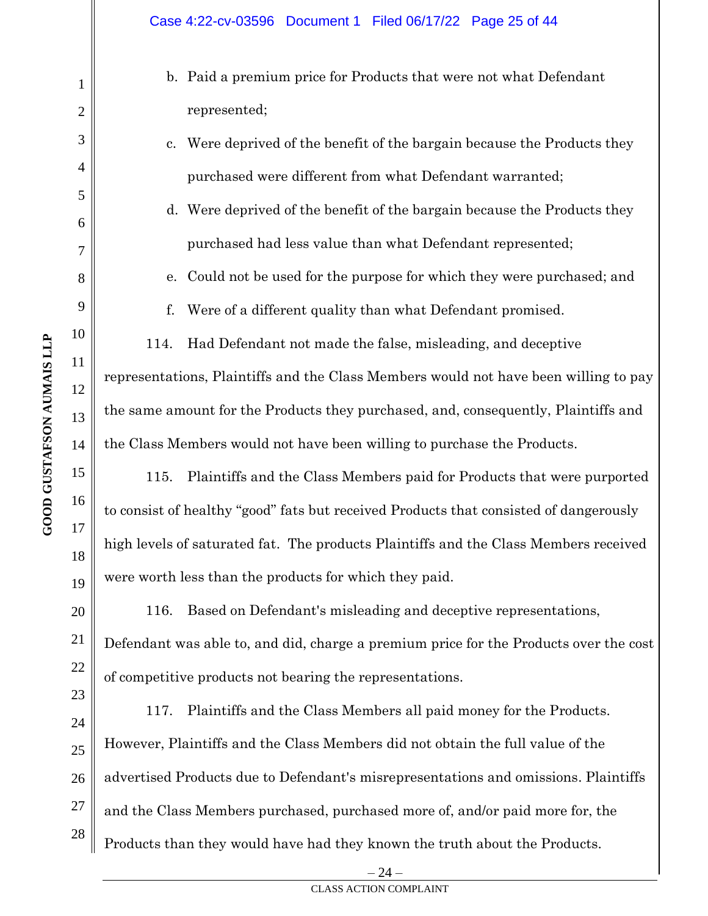b. Paid a premium price for Products that were not what Defendant represented;

c. Were deprived of the benefit of the bargain because the Products they purchased were different from what Defendant warranted;

d. Were deprived of the benefit of the bargain because the Products they purchased had less value than what Defendant represented;

e. Could not be used for the purpose for which they were purchased; and

f. Were of a different quality than what Defendant promised.

114. Had Defendant not made the false, misleading, and deceptive representations, Plaintiffs and the Class Members would not have been willing to pay the same amount for the Products they purchased, and, consequently, Plaintiffs and the Class Members would not have been willing to purchase the Products.

115. Plaintiffs and the Class Members paid for Products that were purported to consist of healthy "good" fats but received Products that consisted of dangerously high levels of saturated fat. The products Plaintiffs and the Class Members received were worth less than the products for which they paid.

116. Based on Defendant's misleading and deceptive representations, Defendant was able to, and did, charge a premium price for the Products over the cost of competitive products not bearing the representations.

117. Plaintiffs and the Class Members all paid money for the Products. However, Plaintiffs and the Class Members did not obtain the full value of the advertised Products due to Defendant's misrepresentations and omissions. Plaintiffs and the Class Members purchased, purchased more of, and/or paid more for, the Products than they would have had they known the truth about the Products.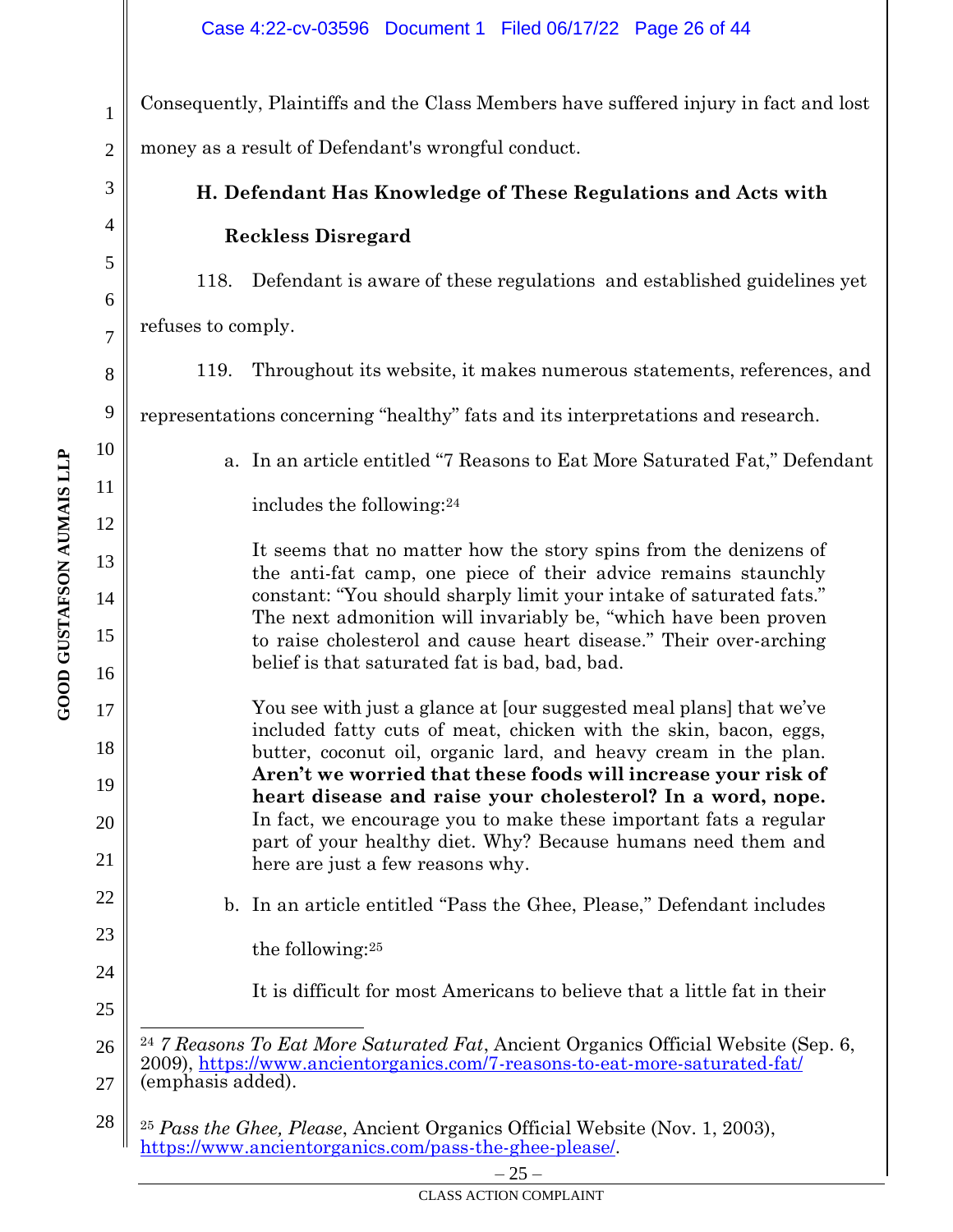Consequently, Plaintiffs and the Class Members have suffered injury in fact and lost money as a result of Defendant's wrongful conduct.

### H. Defendant Has Knowledge of These Regulations and Acts with Reckless Disregard

118. Defendant is aware of these regulations and established guidelines yet refuses to comply.

119. Throughout its website, it makes numerous statements, references, and representations concerning "healthy" fats and its interpretations and research.

a. In an article entitled "7 Reasons to Eat More Saturated Fat," Defendant includes the following:[24]

> It seems that no matter how the story spins from the denizens of the anti-fat camp, one piece of their advice remains staunchly constant: "You should sharply limit your intake of saturated fats." The next admonition will invariably be, "which have been proven to raise cholesterol and cause heart disease." Their over-arching belief is that saturated fat is bad, bad, bad.
>
> You see with just a glance at [our suggested meal plans] that we've included fatty cuts of meat, chicken with the skin, bacon, eggs, butter, coconut oil, organic lard, and heavy cream in the plan. **Aren't we worried that these foods will increase your risk of heart disease and raise your cholesterol? In a word, nope.** In fact, we encourage you to make these important fats a regular part of your healthy diet. Why? Because humans need them and here are just a few reasons why.

b. In an article entitled "Pass the Ghee, Please," Defendant includes the following:[25]

> It is difficult for most Americans to believe that a little fat in their

---

[24] *7 Reasons To Eat More Saturated Fat*, Ancient Organics Official Website (Sep. 6, 2009), https://www.ancientorganics.com/7-reasons-to-eat-more-saturated-fat/ (emphasis added).

[25] *Pass the Ghee, Please*, Ancient Organics Official Website (Nov. 1, 2003), https://www.ancientorganics.com/pass-the-ghee-please/.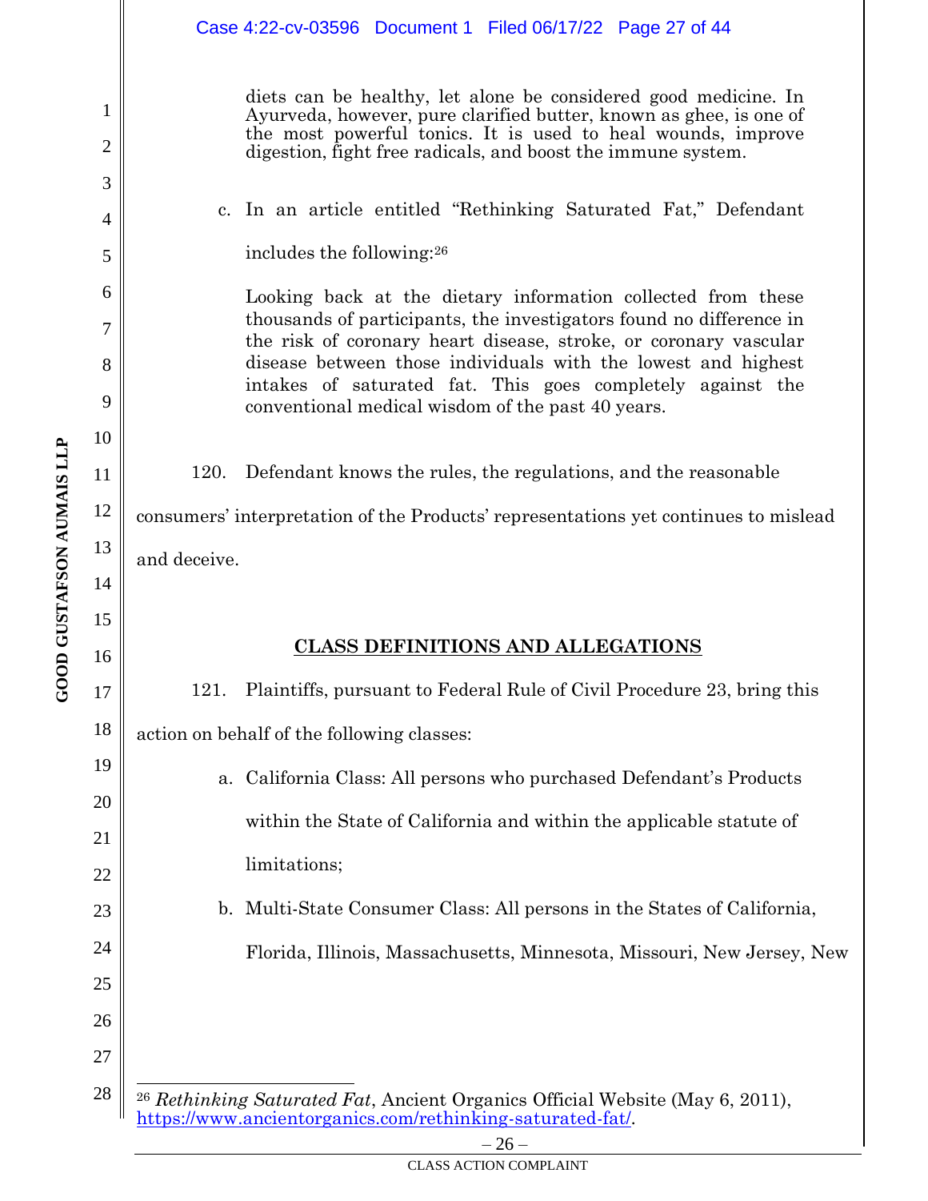> diets can be healthy, let alone be considered good medicine. In Ayurveda, however, pure clarified butter, known as ghee, is one of the most powerful tonics. It is used to heal wounds, improve digestion, fight free radicals, and boost the immune system.

c. In an article entitled "Rethinking Saturated Fat," Defendant includes the following:[26]

> Looking back at the dietary information collected from these thousands of participants, the investigators found no difference in the risk of coronary heart disease, stroke, or coronary vascular disease between those individuals with the lowest and highest intakes of saturated fat. This goes completely against the conventional medical wisdom of the past 40 years.

120. Defendant knows the rules, the regulations, and the reasonable consumers' interpretation of the Products' representations yet continues to mislead and deceive.

## CLASS DEFINITIONS AND ALLEGATIONS

121. Plaintiffs, pursuant to Federal Rule of Civil Procedure 23, bring this action on behalf of the following classes:

a. California Class: All persons who purchased Defendant's Products within the State of California and within the applicable statute of limitations;

b. Multi-State Consumer Class: All persons in the States of California, Florida, Illinois, Massachusetts, Minnesota, Missouri, New Jersey, New

---

[26] *Rethinking Saturated Fat*, Ancient Organics Official Website (May 6, 2011), https://www.ancientorganics.com/rethinking-saturated-fat/.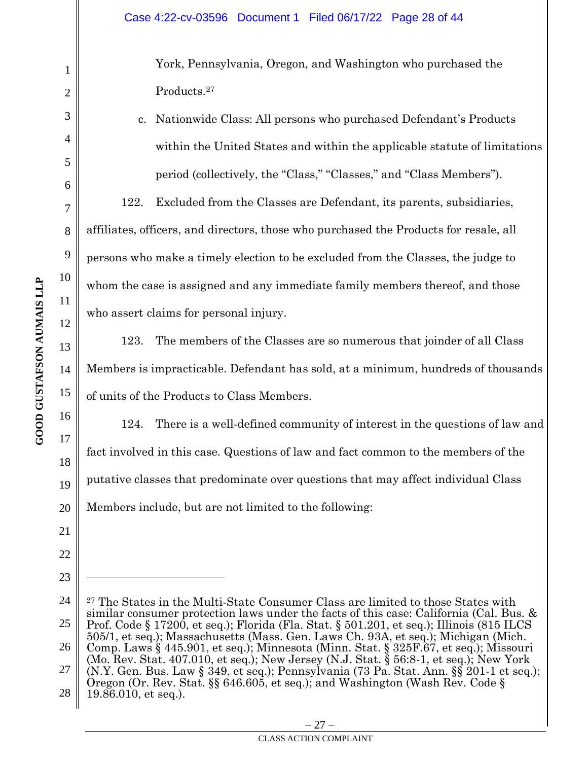York, Pennsylvania, Oregon, and Washington who purchased the Products.[27]

c. Nationwide Class: All persons who purchased Defendant's Products within the United States and within the applicable statute of limitations period (collectively, the "Class," "Classes," and "Class Members").

122. Excluded from the Classes are Defendant, its parents, subsidiaries, affiliates, officers, and directors, those who purchased the Products for resale, all persons who make a timely election to be excluded from the Classes, the judge to whom the case is assigned and any immediate family members thereof, and those who assert claims for personal injury.

123. The members of the Classes are so numerous that joinder of all Class Members is impracticable. Defendant has sold, at a minimum, hundreds of thousands of units of the Products to Class Members.

124. There is a well-defined community of interest in the questions of law and fact involved in this case. Questions of law and fact common to the members of the putative classes that predominate over questions that may affect individual Class Members include, but are not limited to the following:

---

[27] The States in the Multi-State Consumer Class are limited to those States with similar consumer protection laws under the facts of this case: California (Cal. Bus. & Prof. Code § 17200, et seq.); Florida (Fla. Stat. § 501.201, et seq.); Illinois (815 ILCS 505/1, et seq.); Massachusetts (Mass. Gen. Laws Ch. 93A, et seq.); Michigan (Mich. Comp. Laws § 445.901, et seq.); Minnesota (Minn. Stat. § 325F.67, et seq.); Missouri (Mo. Rev. Stat. 407.010, et seq.); New Jersey (N.J. Stat. § 56:8-1, et seq.); New York (N.Y. Gen. Bus. Law § 349, et seq.); Pennsylvania (73 Pa. Stat. Ann. §§ 201-1 et seq.); Oregon (Or. Rev. Stat. §§ 646.605, et seq.); and Washington (Wash Rev. Code § 19.86.010, et seq.).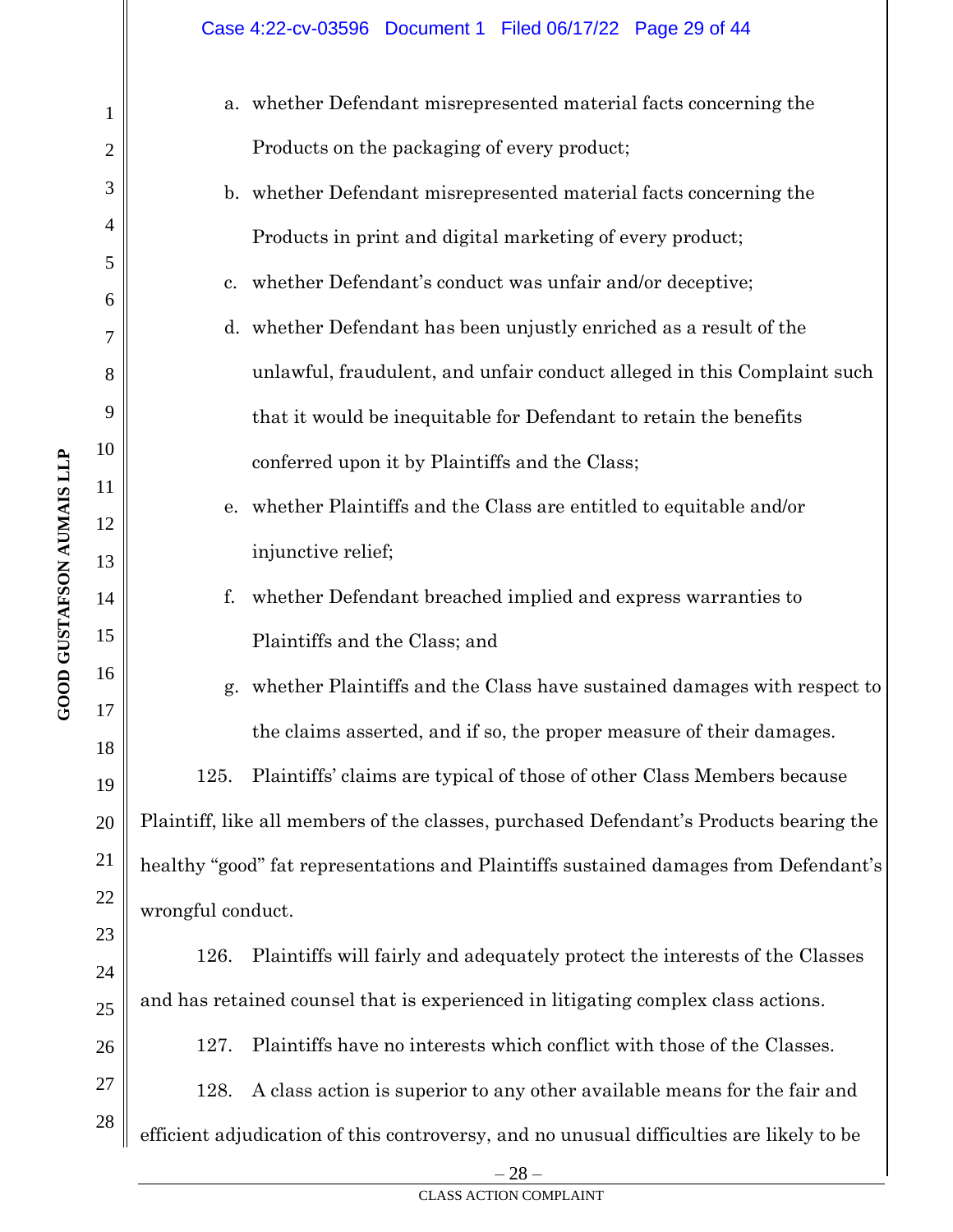a. whether Defendant misrepresented material facts concerning the Products on the packaging of every product;

b. whether Defendant misrepresented material facts concerning the Products in print and digital marketing of every product;

c. whether Defendant's conduct was unfair and/or deceptive;

d. whether Defendant has been unjustly enriched as a result of the unlawful, fraudulent, and unfair conduct alleged in this Complaint such that it would be inequitable for Defendant to retain the benefits conferred upon it by Plaintiffs and the Class;

e. whether Plaintiffs and the Class are entitled to equitable and/or injunctive relief;

f. whether Defendant breached implied and express warranties to Plaintiffs and the Class; and

g. whether Plaintiffs and the Class have sustained damages with respect to the claims asserted, and if so, the proper measure of their damages.

125. Plaintiffs' claims are typical of those of other Class Members because Plaintiff, like all members of the classes, purchased Defendant's Products bearing the healthy "good" fat representations and Plaintiffs sustained damages from Defendant's wrongful conduct.

126. Plaintiffs will fairly and adequately protect the interests of the Classes and has retained counsel that is experienced in litigating complex class actions.

127. Plaintiffs have no interests which conflict with those of the Classes.

128. A class action is superior to any other available means for the fair and efficient adjudication of this controversy, and no unusual difficulties are likely to be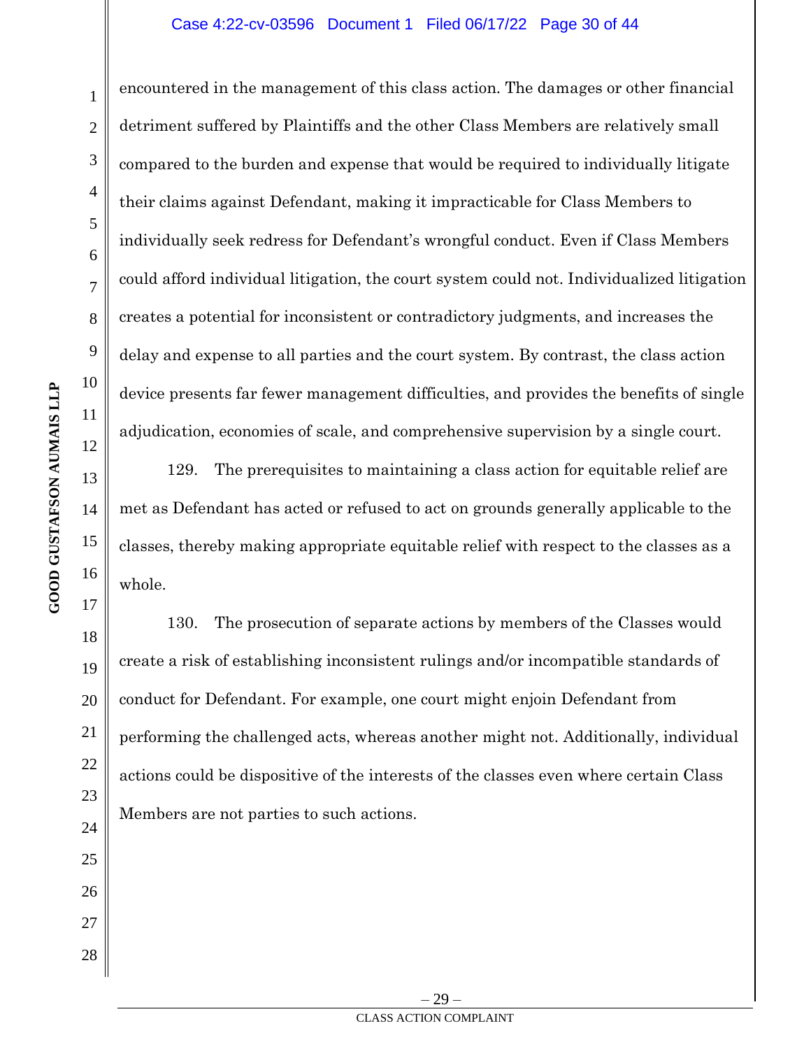encountered in the management of this class action. The damages or other financial detriment suffered by Plaintiffs and the other Class Members are relatively small compared to the burden and expense that would be required to individually litigate their claims against Defendant, making it impracticable for Class Members to individually seek redress for Defendant's wrongful conduct. Even if Class Members could afford individual litigation, the court system could not. Individualized litigation creates a potential for inconsistent or contradictory judgments, and increases the delay and expense to all parties and the court system. By contrast, the class action device presents far fewer management difficulties, and provides the benefits of single adjudication, economies of scale, and comprehensive supervision by a single court.

129. The prerequisites to maintaining a class action for equitable relief are met as Defendant has acted or refused to act on grounds generally applicable to the classes, thereby making appropriate equitable relief with respect to the classes as a whole.

130. The prosecution of separate actions by members of the Classes would create a risk of establishing inconsistent rulings and/or incompatible standards of conduct for Defendant. For example, one court might enjoin Defendant from performing the challenged acts, whereas another might not. Additionally, individual actions could be dispositive of the interests of the classes even where certain Class Members are not parties to such actions.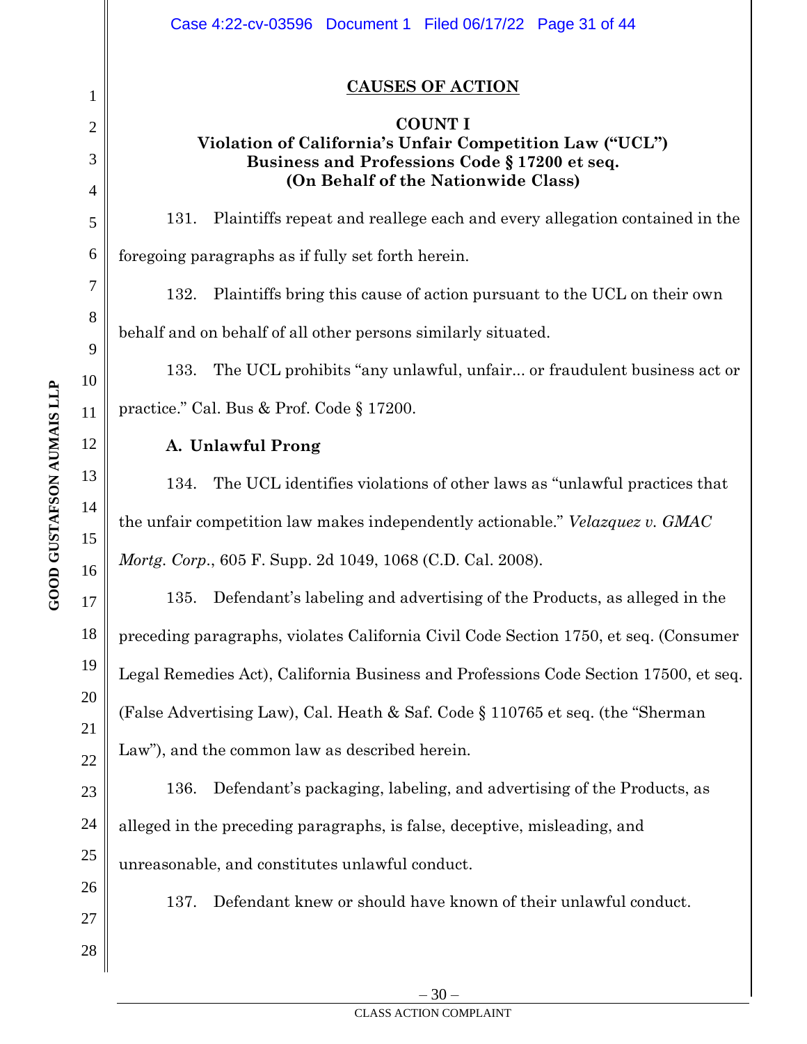## CAUSES OF ACTION

### COUNT I
### Violation of California's Unfair Competition Law ("UCL")
### Business and Professions Code § 17200 et seq.
### (On Behalf of the Nationwide Class)

131. Plaintiffs repeat and reallege each and every allegation contained in the foregoing paragraphs as if fully set forth herein.

132. Plaintiffs bring this cause of action pursuant to the UCL on their own behalf and on behalf of all other persons similarly situated.

133. The UCL prohibits "any unlawful, unfair... or fraudulent business act or practice." Cal. Bus & Prof. Code § 17200.

**A. Unlawful Prong**

134. The UCL identifies violations of other laws as "unlawful practices that the unfair competition law makes independently actionable." *Velazquez v. GMAC Mortg. Corp.*, 605 F. Supp. 2d 1049, 1068 (C.D. Cal. 2008).

135. Defendant's labeling and advertising of the Products, as alleged in the preceding paragraphs, violates California Civil Code Section 1750, et seq. (Consumer Legal Remedies Act), California Business and Professions Code Section 17500, et seq. (False Advertising Law), Cal. Heath & Saf. Code § 110765 et seq. (the "Sherman Law"), and the common law as described herein.

136. Defendant's packaging, labeling, and advertising of the Products, as alleged in the preceding paragraphs, is false, deceptive, misleading, and unreasonable, and constitutes unlawful conduct.

137. Defendant knew or should have known of their unlawful conduct.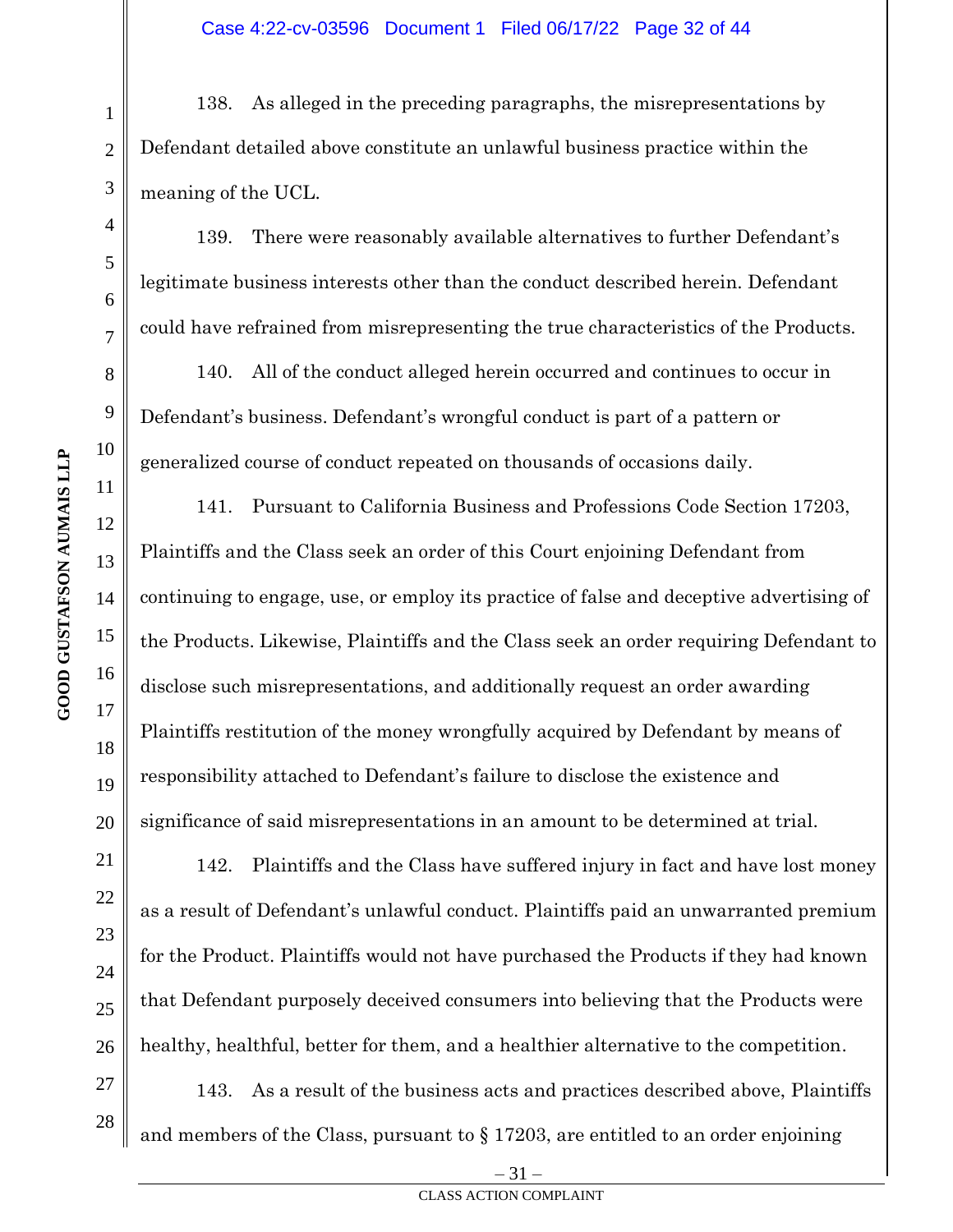138. As alleged in the preceding paragraphs, the misrepresentations by Defendant detailed above constitute an unlawful business practice within the meaning of the UCL.

139. There were reasonably available alternatives to further Defendant's legitimate business interests other than the conduct described herein. Defendant could have refrained from misrepresenting the true characteristics of the Products.

140. All of the conduct alleged herein occurred and continues to occur in Defendant's business. Defendant's wrongful conduct is part of a pattern or generalized course of conduct repeated on thousands of occasions daily.

141. Pursuant to California Business and Professions Code Section 17203, Plaintiffs and the Class seek an order of this Court enjoining Defendant from continuing to engage, use, or employ its practice of false and deceptive advertising of the Products. Likewise, Plaintiffs and the Class seek an order requiring Defendant to disclose such misrepresentations, and additionally request an order awarding Plaintiffs restitution of the money wrongfully acquired by Defendant by means of responsibility attached to Defendant's failure to disclose the existence and significance of said misrepresentations in an amount to be determined at trial.

142. Plaintiffs and the Class have suffered injury in fact and have lost money as a result of Defendant's unlawful conduct. Plaintiffs paid an unwarranted premium for the Product. Plaintiffs would not have purchased the Products if they had known that Defendant purposely deceived consumers into believing that the Products were healthy, healthful, better for them, and a healthier alternative to the competition.

143. As a result of the business acts and practices described above, Plaintiffs and members of the Class, pursuant to § 17203, are entitled to an order enjoining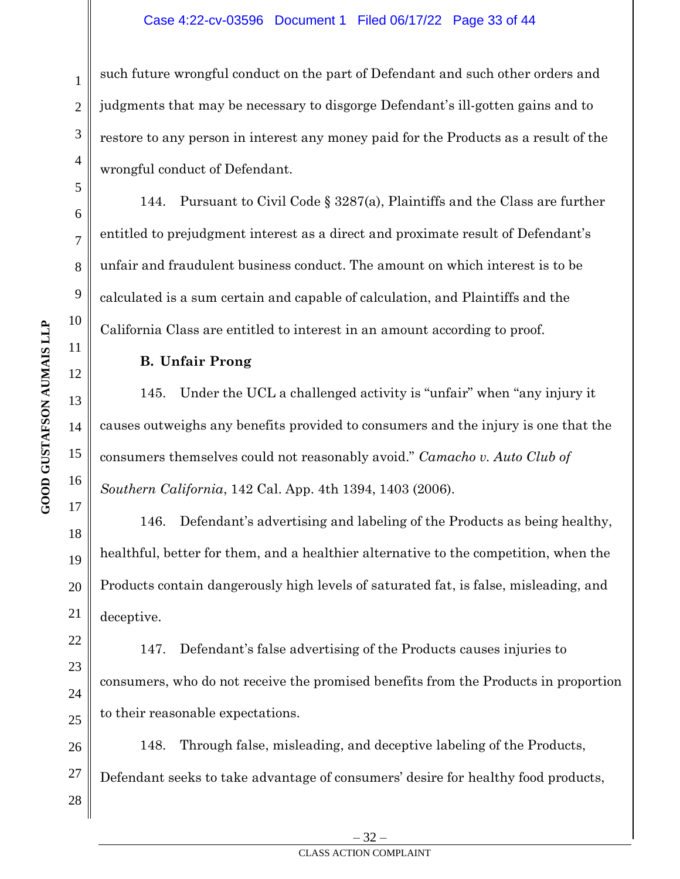such future wrongful conduct on the part of Defendant and such other orders and judgments that may be necessary to disgorge Defendant's ill-gotten gains and to restore to any person in interest any money paid for the Products as a result of the wrongful conduct of Defendant.

144. Pursuant to Civil Code § 3287(a), Plaintiffs and the Class are further entitled to prejudgment interest as a direct and proximate result of Defendant's unfair and fraudulent business conduct. The amount on which interest is to be calculated is a sum certain and capable of calculation, and Plaintiffs and the California Class are entitled to interest in an amount according to proof.

**B. Unfair Prong**

145. Under the UCL a challenged activity is "unfair" when "any injury it causes outweighs any benefits provided to consumers and the injury is one that the consumers themselves could not reasonably avoid." *Camacho v. Auto Club of Southern California*, 142 Cal. App. 4th 1394, 1403 (2006).

146. Defendant's advertising and labeling of the Products as being healthy, healthful, better for them, and a healthier alternative to the competition, when the Products contain dangerously high levels of saturated fat, is false, misleading, and deceptive.

147. Defendant's false advertising of the Products causes injuries to consumers, who do not receive the promised benefits from the Products in proportion to their reasonable expectations.

148. Through false, misleading, and deceptive labeling of the Products, Defendant seeks to take advantage of consumers' desire for healthy food products,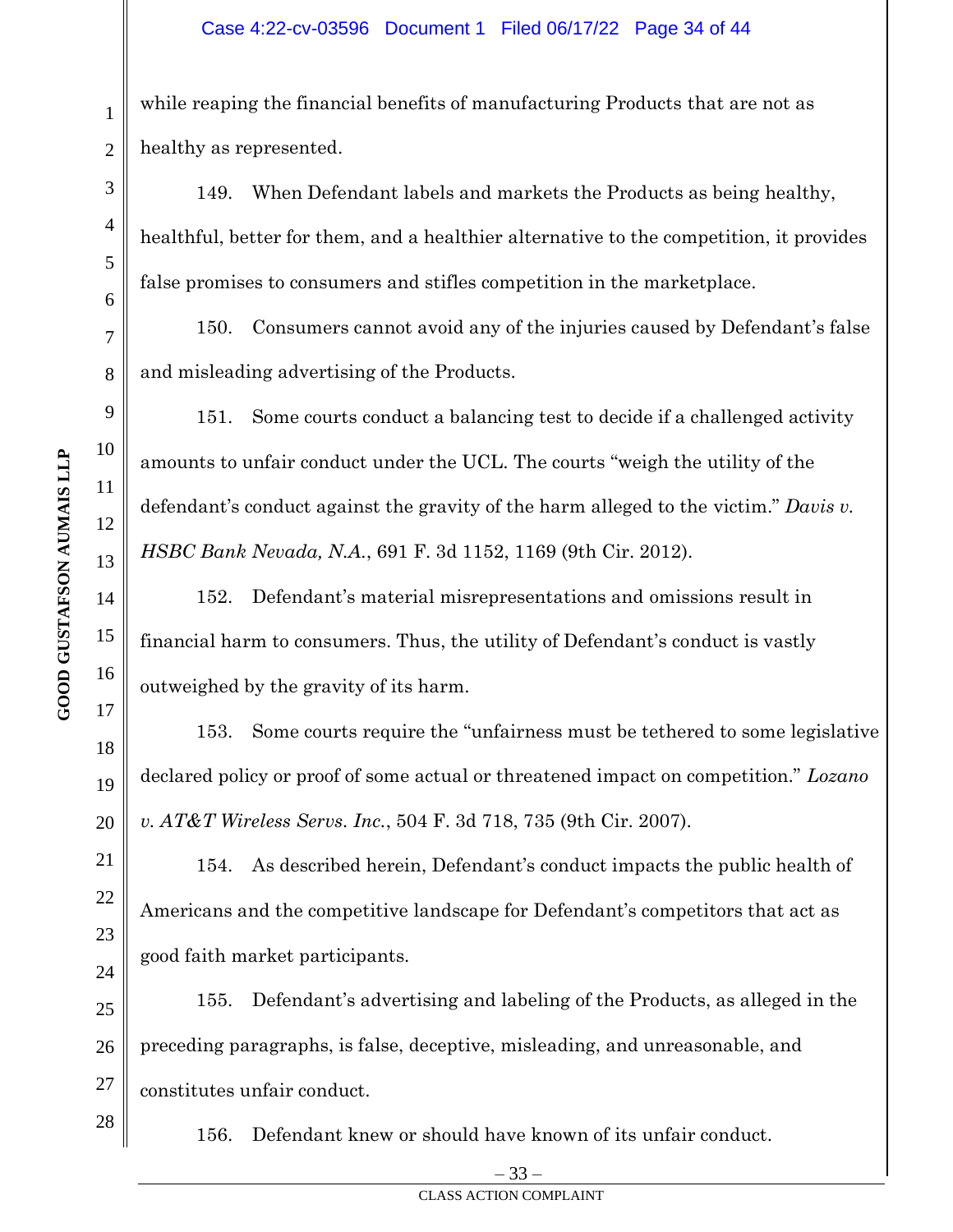while reaping the financial benefits of manufacturing Products that are not as healthy as represented.

149. When Defendant labels and markets the Products as being healthy, healthful, better for them, and a healthier alternative to the competition, it provides false promises to consumers and stifles competition in the marketplace.

150. Consumers cannot avoid any of the injuries caused by Defendant's false and misleading advertising of the Products.

151. Some courts conduct a balancing test to decide if a challenged activity amounts to unfair conduct under the UCL. The courts "weigh the utility of the defendant's conduct against the gravity of the harm alleged to the victim." *Davis v. HSBC Bank Nevada, N.A.*, 691 F. 3d 1152, 1169 (9th Cir. 2012).

152. Defendant's material misrepresentations and omissions result in financial harm to consumers. Thus, the utility of Defendant's conduct is vastly outweighed by the gravity of its harm.

153. Some courts require the "unfairness must be tethered to some legislative declared policy or proof of some actual or threatened impact on competition." *Lozano v. AT&T Wireless Servs. Inc.*, 504 F. 3d 718, 735 (9th Cir. 2007).

154. As described herein, Defendant's conduct impacts the public health of Americans and the competitive landscape for Defendant's competitors that act as good faith market participants.

155. Defendant's advertising and labeling of the Products, as alleged in the preceding paragraphs, is false, deceptive, misleading, and unreasonable, and constitutes unfair conduct.

156. Defendant knew or should have known of its unfair conduct.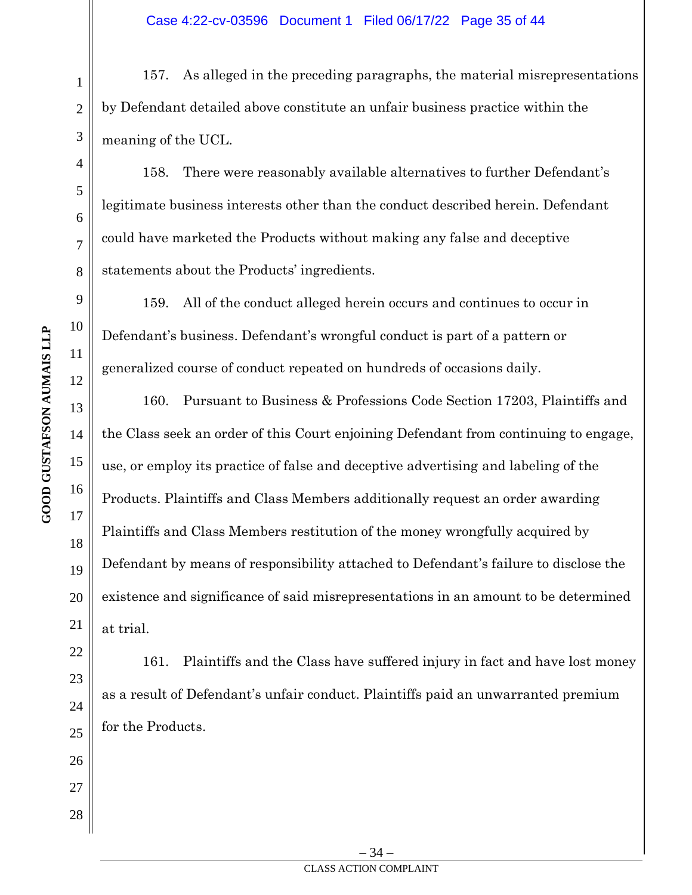157. As alleged in the preceding paragraphs, the material misrepresentations by Defendant detailed above constitute an unfair business practice within the meaning of the UCL.

158. There were reasonably available alternatives to further Defendant's legitimate business interests other than the conduct described herein. Defendant could have marketed the Products without making any false and deceptive statements about the Products' ingredients.

159. All of the conduct alleged herein occurs and continues to occur in Defendant's business. Defendant's wrongful conduct is part of a pattern or generalized course of conduct repeated on hundreds of occasions daily.

160. Pursuant to Business & Professions Code Section 17203, Plaintiffs and the Class seek an order of this Court enjoining Defendant from continuing to engage, use, or employ its practice of false and deceptive advertising and labeling of the Products. Plaintiffs and Class Members additionally request an order awarding Plaintiffs and Class Members restitution of the money wrongfully acquired by Defendant by means of responsibility attached to Defendant's failure to disclose the existence and significance of said misrepresentations in an amount to be determined at trial.

161. Plaintiffs and the Class have suffered injury in fact and have lost money as a result of Defendant's unfair conduct. Plaintiffs paid an unwarranted premium for the Products.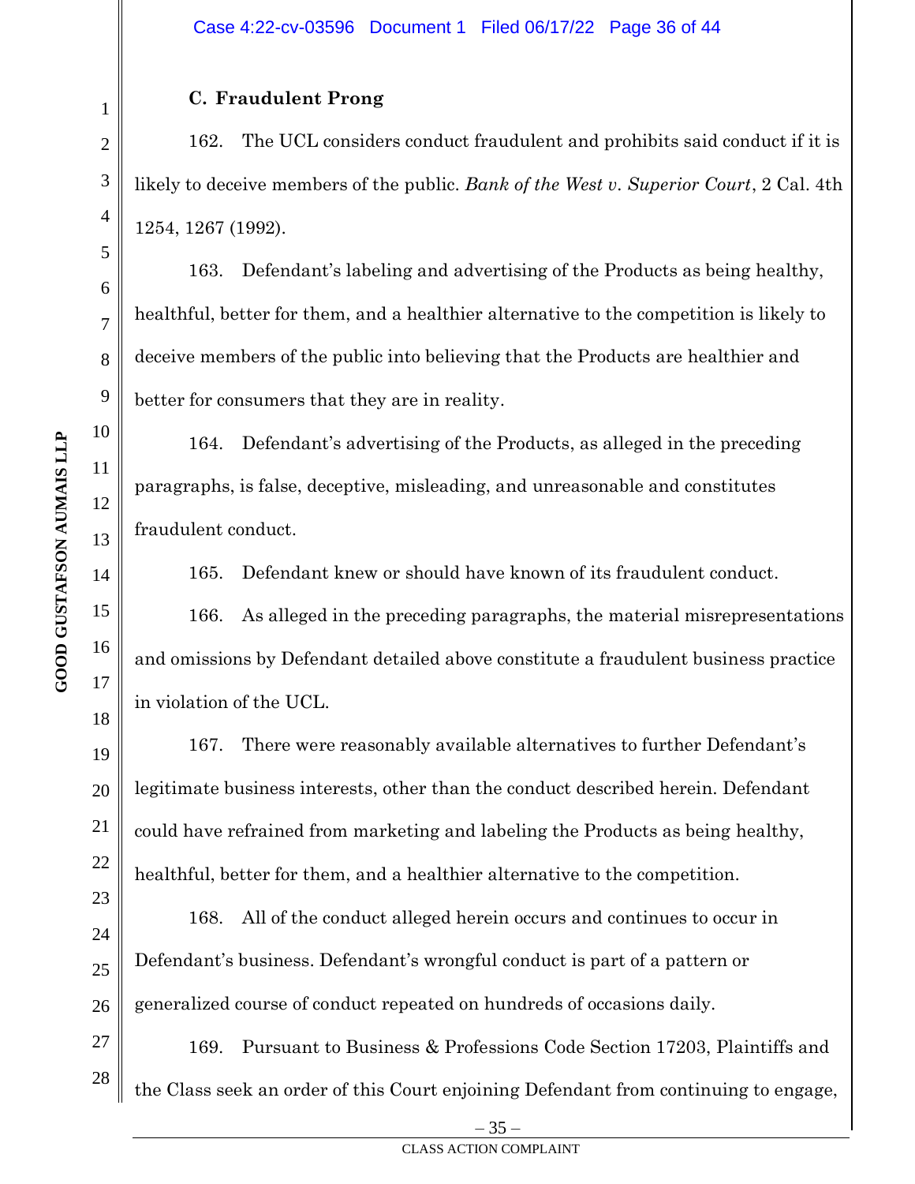### C. Fraudulent Prong

162. The UCL considers conduct fraudulent and prohibits said conduct if it is likely to deceive members of the public. *Bank of the West v. Superior Court*, 2 Cal. 4th 1254, 1267 (1992).

163. Defendant's labeling and advertising of the Products as being healthy, healthful, better for them, and a healthier alternative to the competition is likely to deceive members of the public into believing that the Products are healthier and better for consumers that they are in reality.

164. Defendant's advertising of the Products, as alleged in the preceding paragraphs, is false, deceptive, misleading, and unreasonable and constitutes fraudulent conduct.

165. Defendant knew or should have known of its fraudulent conduct.

166. As alleged in the preceding paragraphs, the material misrepresentations and omissions by Defendant detailed above constitute a fraudulent business practice in violation of the UCL.

167. There were reasonably available alternatives to further Defendant's legitimate business interests, other than the conduct described herein. Defendant could have refrained from marketing and labeling the Products as being healthy, healthful, better for them, and a healthier alternative to the competition.

168. All of the conduct alleged herein occurs and continues to occur in Defendant's business. Defendant's wrongful conduct is part of a pattern or generalized course of conduct repeated on hundreds of occasions daily.

169. Pursuant to Business & Professions Code Section 17203, Plaintiffs and the Class seek an order of this Court enjoining Defendant from continuing to engage,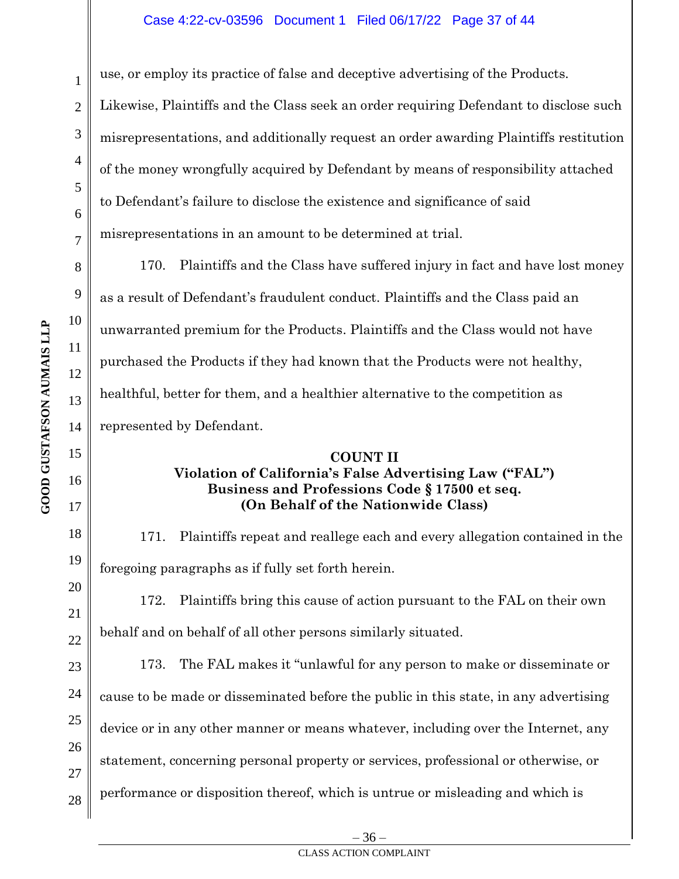use, or employ its practice of false and deceptive advertising of the Products. Likewise, Plaintiffs and the Class seek an order requiring Defendant to disclose such misrepresentations, and additionally request an order awarding Plaintiffs restitution of the money wrongfully acquired by Defendant by means of responsibility attached to Defendant's failure to disclose the existence and significance of said misrepresentations in an amount to be determined at trial.

170. Plaintiffs and the Class have suffered injury in fact and have lost money as a result of Defendant's fraudulent conduct. Plaintiffs and the Class paid an unwarranted premium for the Products. Plaintiffs and the Class would not have purchased the Products if they had known that the Products were not healthy, healthful, better for them, and a healthier alternative to the competition as represented by Defendant.

**COUNT II**
**Violation of California's False Advertising Law ("FAL")**
**Business and Professions Code § 17500 et seq.**
**(On Behalf of the Nationwide Class)**

171. Plaintiffs repeat and reallege each and every allegation contained in the foregoing paragraphs as if fully set forth herein.

172. Plaintiffs bring this cause of action pursuant to the FAL on their own behalf and on behalf of all other persons similarly situated.

173. The FAL makes it "unlawful for any person to make or disseminate or cause to be made or disseminated before the public in this state, in any advertising device or in any other manner or means whatever, including over the Internet, any statement, concerning personal property or services, professional or otherwise, or performance or disposition thereof, which is untrue or misleading and which is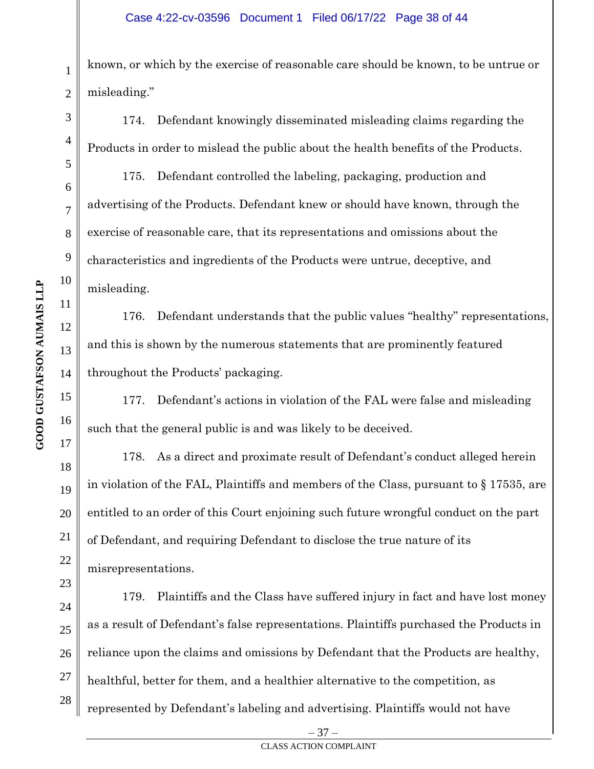known, or which by the exercise of reasonable care should be known, to be untrue or misleading."

174. Defendant knowingly disseminated misleading claims regarding the Products in order to mislead the public about the health benefits of the Products.

175. Defendant controlled the labeling, packaging, production and advertising of the Products. Defendant knew or should have known, through the exercise of reasonable care, that its representations and omissions about the characteristics and ingredients of the Products were untrue, deceptive, and misleading.

176. Defendant understands that the public values "healthy" representations, and this is shown by the numerous statements that are prominently featured throughout the Products' packaging.

177. Defendant's actions in violation of the FAL were false and misleading such that the general public is and was likely to be deceived.

178. As a direct and proximate result of Defendant's conduct alleged herein in violation of the FAL, Plaintiffs and members of the Class, pursuant to § 17535, are entitled to an order of this Court enjoining such future wrongful conduct on the part of Defendant, and requiring Defendant to disclose the true nature of its misrepresentations.

179. Plaintiffs and the Class have suffered injury in fact and have lost money as a result of Defendant's false representations. Plaintiffs purchased the Products in reliance upon the claims and omissions by Defendant that the Products are healthy, healthful, better for them, and a healthier alternative to the competition, as represented by Defendant's labeling and advertising. Plaintiffs would not have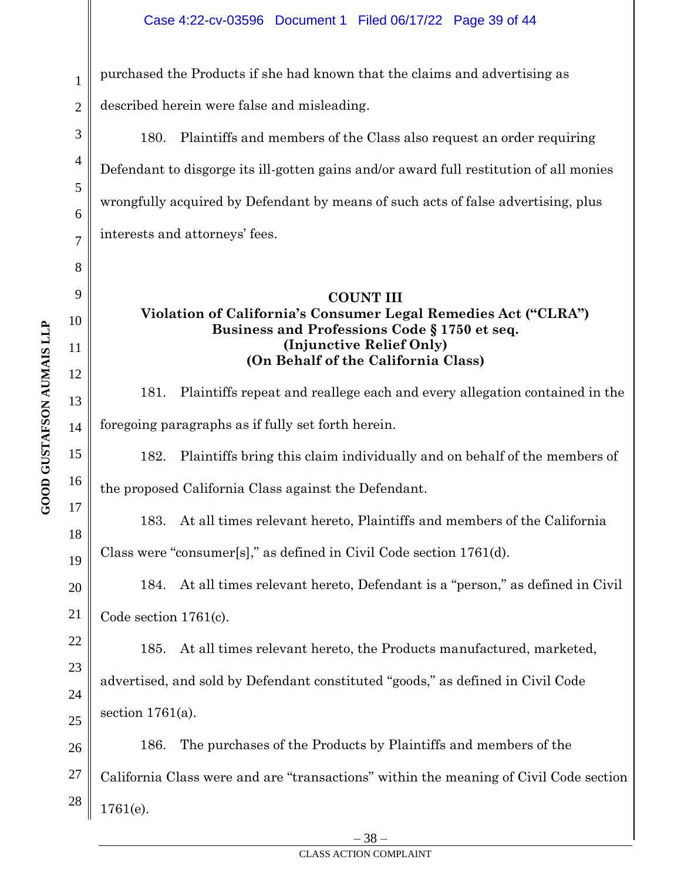purchased the Products if she had known that the claims and advertising as described herein were false and misleading.

180. Plaintiffs and members of the Class also request an order requiring Defendant to disgorge its ill-gotten gains and/or award full restitution of all monies wrongfully acquired by Defendant by means of such acts of false advertising, plus interests and attorneys' fees.

**COUNT III**
**Violation of California's Consumer Legal Remedies Act ("CLRA")**
**Business and Professions Code § 1750 et seq.**
**(Injunctive Relief Only)**
**(On Behalf of the California Class)**

181. Plaintiffs repeat and reallege each and every allegation contained in the foregoing paragraphs as if fully set forth herein.

182. Plaintiffs bring this claim individually and on behalf of the members of the proposed California Class against the Defendant.

183. At all times relevant hereto, Plaintiffs and members of the California Class were "consumer[s]," as defined in Civil Code section 1761(d).

184. At all times relevant hereto, Defendant is a "person," as defined in Civil Code section 1761(c).

185. At all times relevant hereto, the Products manufactured, marketed, advertised, and sold by Defendant constituted "goods," as defined in Civil Code section 1761(a).

186. The purchases of the Products by Plaintiffs and members of the California Class were and are "transactions" within the meaning of Civil Code section 1761(e).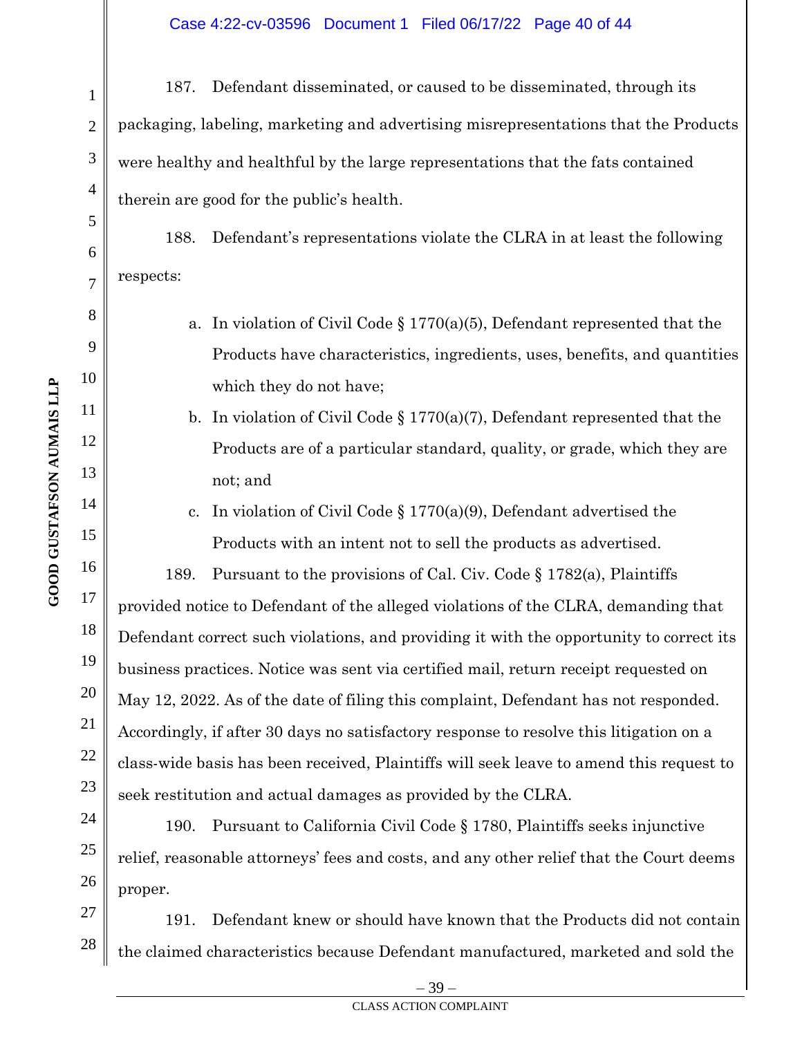187. Defendant disseminated, or caused to be disseminated, through its packaging, labeling, marketing and advertising misrepresentations that the Products were healthy and healthful by the large representations that the fats contained therein are good for the public's health.

188. Defendant's representations violate the CLRA in at least the following respects:

a. In violation of Civil Code § 1770(a)(5), Defendant represented that the Products have characteristics, ingredients, uses, benefits, and quantities which they do not have;

b. In violation of Civil Code § 1770(a)(7), Defendant represented that the Products are of a particular standard, quality, or grade, which they are not; and

c. In violation of Civil Code § 1770(a)(9), Defendant advertised the Products with an intent not to sell the products as advertised.

189. Pursuant to the provisions of Cal. Civ. Code § 1782(a), Plaintiffs provided notice to Defendant of the alleged violations of the CLRA, demanding that Defendant correct such violations, and providing it with the opportunity to correct its business practices. Notice was sent via certified mail, return receipt requested on May 12, 2022. As of the date of filing this complaint, Defendant has not responded. Accordingly, if after 30 days no satisfactory response to resolve this litigation on a class-wide basis has been received, Plaintiffs will seek leave to amend this request to seek restitution and actual damages as provided by the CLRA.

190. Pursuant to California Civil Code § 1780, Plaintiffs seeks injunctive relief, reasonable attorneys' fees and costs, and any other relief that the Court deems proper.

191. Defendant knew or should have known that the Products did not contain the claimed characteristics because Defendant manufactured, marketed and sold the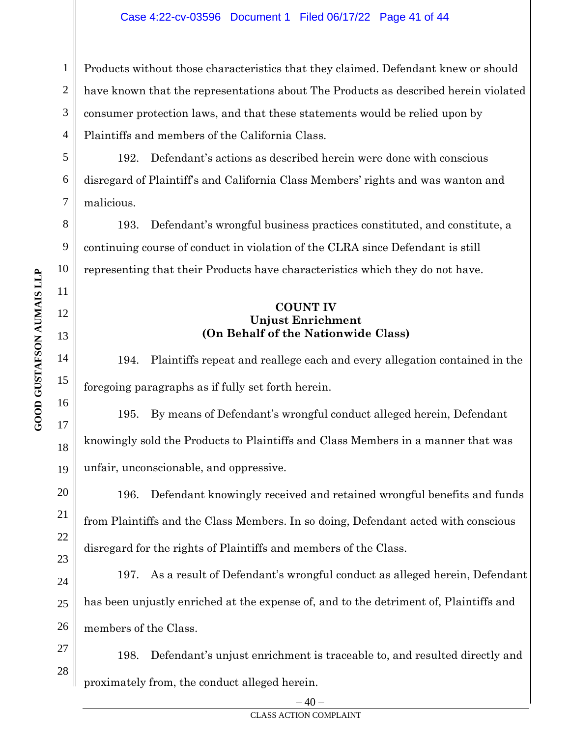Products without those characteristics that they claimed. Defendant knew or should have known that the representations about The Products as described herein violated consumer protection laws, and that these statements would be relied upon by Plaintiffs and members of the California Class.

192. Defendant's actions as described herein were done with conscious disregard of Plaintiff's and California Class Members' rights and was wanton and malicious.

193. Defendant's wrongful business practices constituted, and constitute, a continuing course of conduct in violation of the CLRA since Defendant is still representing that their Products have characteristics which they do not have.

**COUNT IV**
**Unjust Enrichment**
**(On Behalf of the Nationwide Class)**

194. Plaintiffs repeat and reallege each and every allegation contained in the foregoing paragraphs as if fully set forth herein.

195. By means of Defendant's wrongful conduct alleged herein, Defendant knowingly sold the Products to Plaintiffs and Class Members in a manner that was unfair, unconscionable, and oppressive.

196. Defendant knowingly received and retained wrongful benefits and funds from Plaintiffs and the Class Members. In so doing, Defendant acted with conscious disregard for the rights of Plaintiffs and members of the Class.

197. As a result of Defendant's wrongful conduct as alleged herein, Defendant has been unjustly enriched at the expense of, and to the detriment of, Plaintiffs and members of the Class.

198. Defendant's unjust enrichment is traceable to, and resulted directly and proximately from, the conduct alleged herein.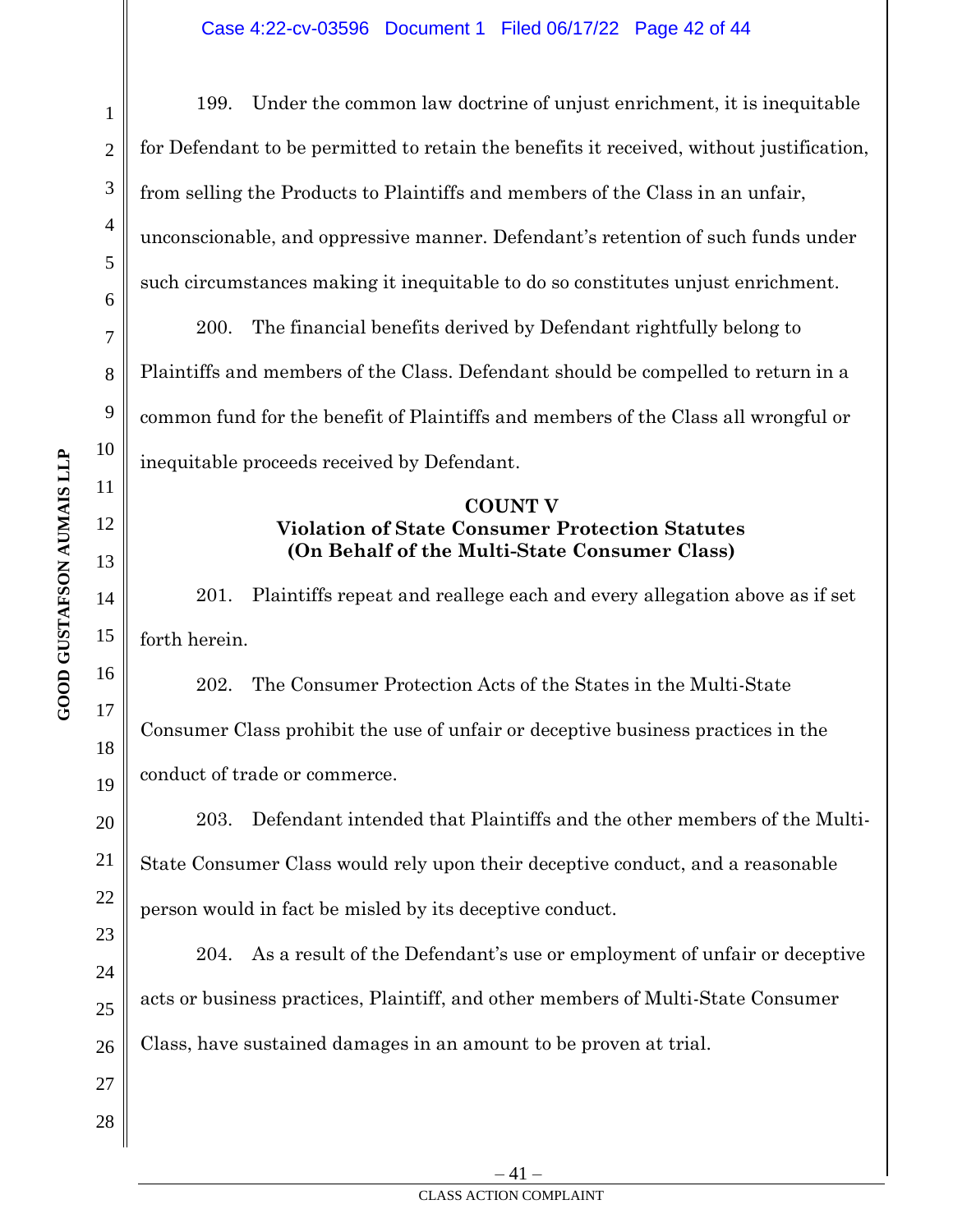199. Under the common law doctrine of unjust enrichment, it is inequitable for Defendant to be permitted to retain the benefits it received, without justification, from selling the Products to Plaintiffs and members of the Class in an unfair, unconscionable, and oppressive manner. Defendant's retention of such funds under such circumstances making it inequitable to do so constitutes unjust enrichment.

200. The financial benefits derived by Defendant rightfully belong to Plaintiffs and members of the Class. Defendant should be compelled to return in a common fund for the benefit of Plaintiffs and members of the Class all wrongful or inequitable proceeds received by Defendant.

**COUNT V**
**Violation of State Consumer Protection Statutes**
**(On Behalf of the Multi-State Consumer Class)**

201. Plaintiffs repeat and reallege each and every allegation above as if set forth herein.

202. The Consumer Protection Acts of the States in the Multi-State Consumer Class prohibit the use of unfair or deceptive business practices in the conduct of trade or commerce.

203. Defendant intended that Plaintiffs and the other members of the Multi-State Consumer Class would rely upon their deceptive conduct, and a reasonable person would in fact be misled by its deceptive conduct.

204. As a result of the Defendant's use or employment of unfair or deceptive acts or business practices, Plaintiff, and other members of Multi-State Consumer Class, have sustained damages in an amount to be proven at trial.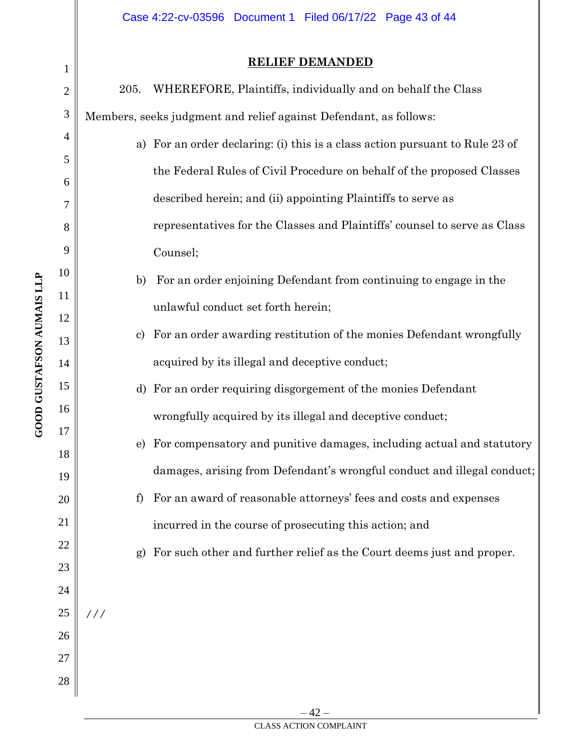## RELIEF DEMANDED

205. WHEREFORE, Plaintiffs, individually and on behalf the Class Members, seeks judgment and relief against Defendant, as follows:

a) For an order declaring: (i) this is a class action pursuant to Rule 23 of the Federal Rules of Civil Procedure on behalf of the proposed Classes described herein; and (ii) appointing Plaintiffs to serve as representatives for the Classes and Plaintiffs' counsel to serve as Class Counsel;

b) For an order enjoining Defendant from continuing to engage in the unlawful conduct set forth herein;

c) For an order awarding restitution of the monies Defendant wrongfully acquired by its illegal and deceptive conduct;

d) For an order requiring disgorgement of the monies Defendant wrongfully acquired by its illegal and deceptive conduct;

e) For compensatory and punitive damages, including actual and statutory damages, arising from Defendant's wrongful conduct and illegal conduct;

f) For an award of reasonable attorneys' fees and costs and expenses incurred in the course of prosecuting this action; and

g) For such other and further relief as the Court deems just and proper.

///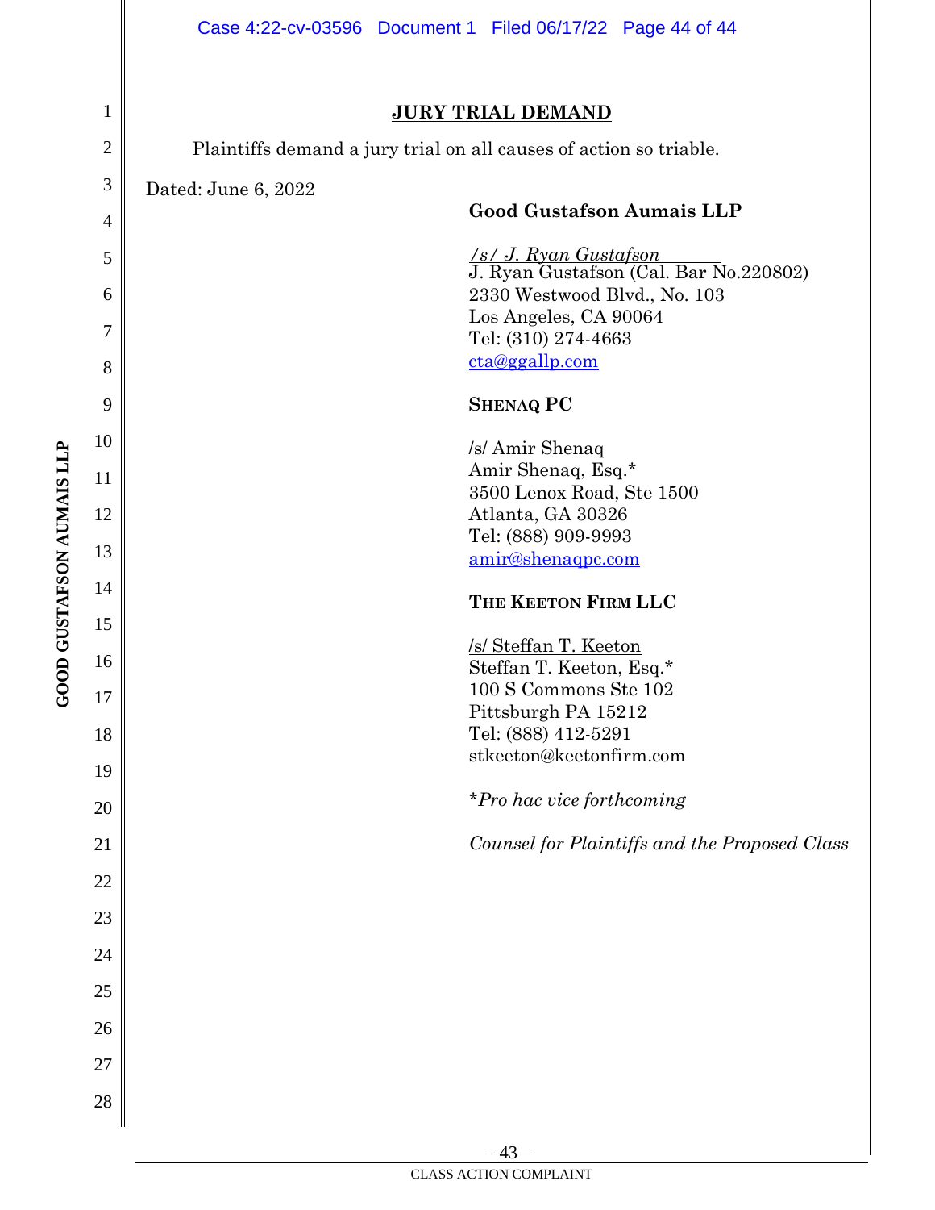**JURY TRIAL DEMAND**

Plaintiffs demand a jury trial on all causes of action so triable.

Dated: June 6, 2022

**Good Gustafson Aumais LLP**

*/s/ J. Ryan Gustafson*
J. Ryan Gustafson (Cal. Bar No.220802)
2330 Westwood Blvd., No. 103
Los Angeles, CA 90064
Tel: (310) 274-4663
cta@ggallp.com

**SHENAQ PC**

/s/ Amir Shenaq
Amir Shenaq, Esq.*
3500 Lenox Road, Ste 1500
Atlanta, GA 30326
Tel: (888) 909-9993
amir@shenaqpc.com

**THE KEETON FIRM LLC**

/s/ Steffan T. Keeton
Steffan T. Keeton, Esq.*
100 S Commons Ste 102
Pittsburgh PA 15212
Tel: (888) 412-5291
stkeeton@keetonfirm.com

**Pro hac vice forthcoming*

*Counsel for Plaintiffs and the Proposed Class*